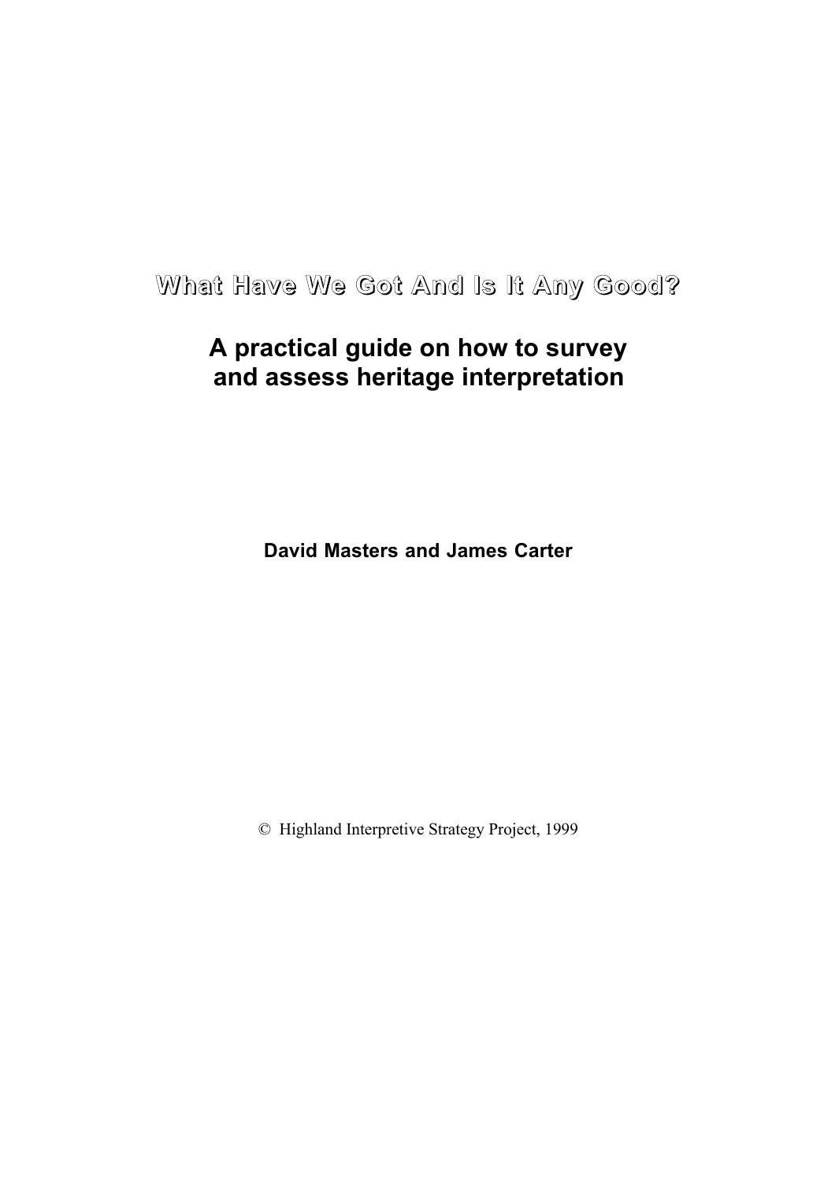# What Have We Got And Is It Any Good?

## A practical guide on how to survey and assess heritage interpretation

**David Masters and James Carter**

© Highland Interpretive Strategy Project, 1999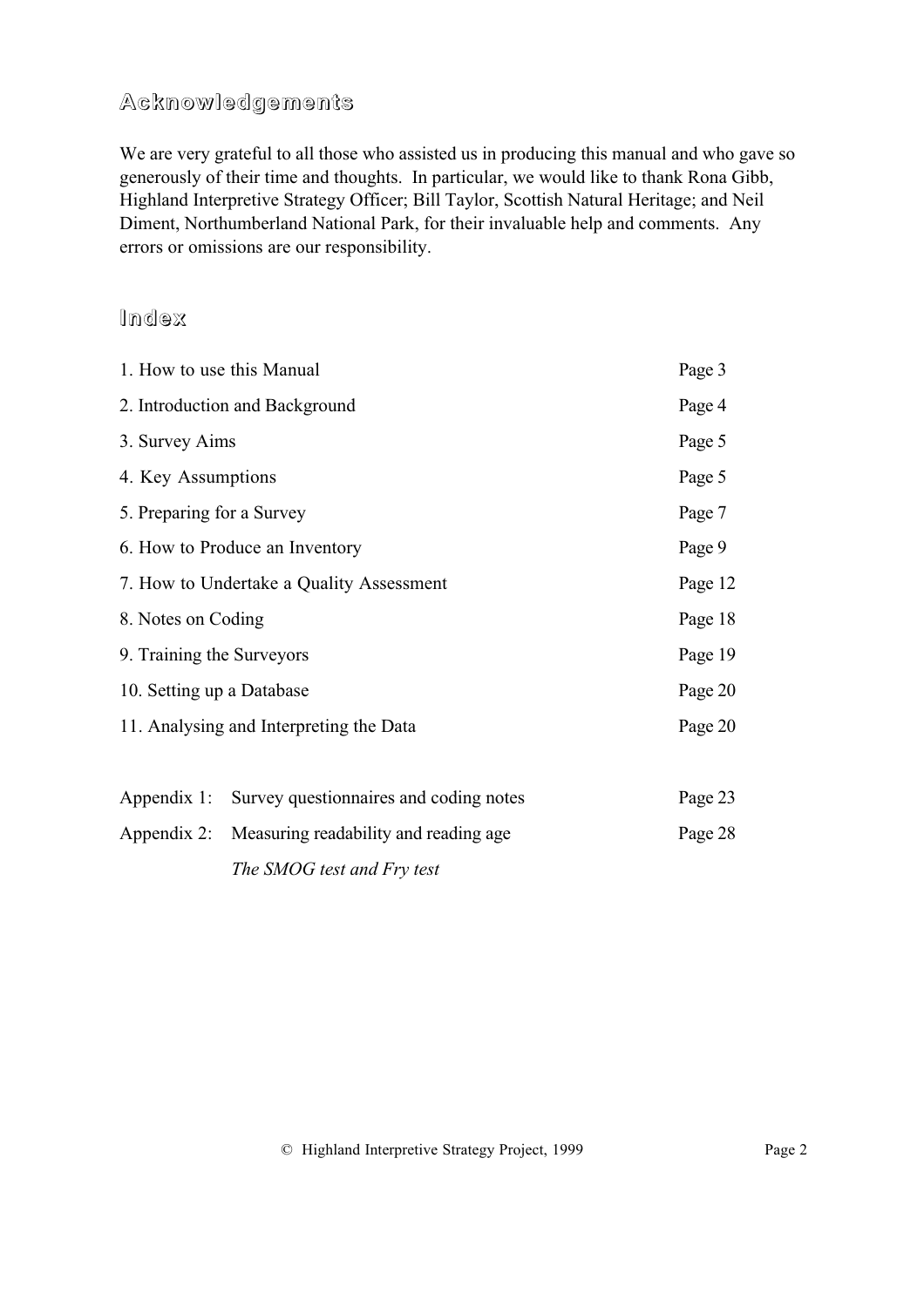## Acknowledgements

We are very grateful to all those who assisted us in producing this manual and who gave so generously of their time and thoughts. In particular, we would like to thank Rona Gibb, Highland Interpretive Strategy Officer; Bill Taylor, Scottish Natural Heritage; and Neil Diment, Northumberland National Park, for their invaluable help and comments. Any errors or omissions are our responsibility.

## Index

| | |
|---|---|
| 1. How to use this Manual | Page 3 |
| 2. Introduction and Background | Page 4 |
| 3. Survey Aims | Page 5 |
| 4. Key Assumptions | Page 5 |
| 5. Preparing for a Survey | Page 7 |
| 6. How to Produce an Inventory | Page 9 |
| 7. How to Undertake a Quality Assessment | Page 12 |
| 8. Notes on Coding | Page 18 |
| 9. Training the Surveyors | Page 19 |
| 10. Setting up a Database | Page 20 |
| 11. Analysing and Interpreting the Data | Page 20 |
| Appendix 1: Survey questionnaires and coding notes | Page 23 |
| Appendix 2: Measuring readability and reading age<br>*The SMOG test and Fry test* | Page 28 |

© Highland Interpretive Strategy Project, 1999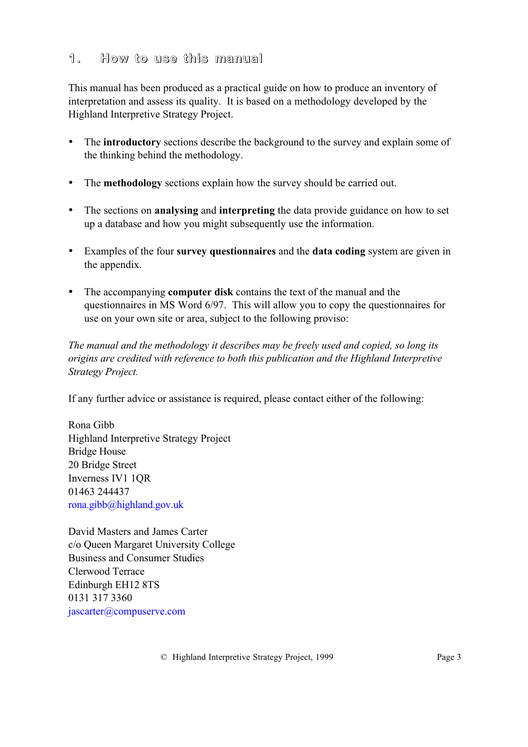# 1. How to use this manual

This manual has been produced as a practical guide on how to produce an inventory of interpretation and assess its quality. It is based on a methodology developed by the Highland Interpretive Strategy Project.

- The **introductory** sections describe the background to the survey and explain some of the thinking behind the methodology.

- The **methodology** sections explain how the survey should be carried out.

- The sections on **analysing** and **interpreting** the data provide guidance on how to set up a database and how you might subsequently use the information.

- Examples of the four **survey questionnaires** and the **data coding** system are given in the appendix.

- The accompanying **computer disk** contains the text of the manual and the questionnaires in MS Word 6/97. This will allow you to copy the questionnaires for use on your own site or area, subject to the following proviso:

*The manual and the methodology it describes may be freely used and copied, so long its origins are credited with reference to both this publication and the Highland Interpretive Strategy Project.*

If any further advice or assistance is required, please contact either of the following:

Rona Gibb
Highland Interpretive Strategy Project
Bridge House
20 Bridge Street
Inverness IV1 1QR
01463 244437
rona.gibb@highland.gov.uk

David Masters and James Carter
c/o Queen Margaret University College
Business and Consumer Studies
Clerwood Terrace
Edinburgh EH12 8TS
0131 317 3360
jascarter@compuserve.com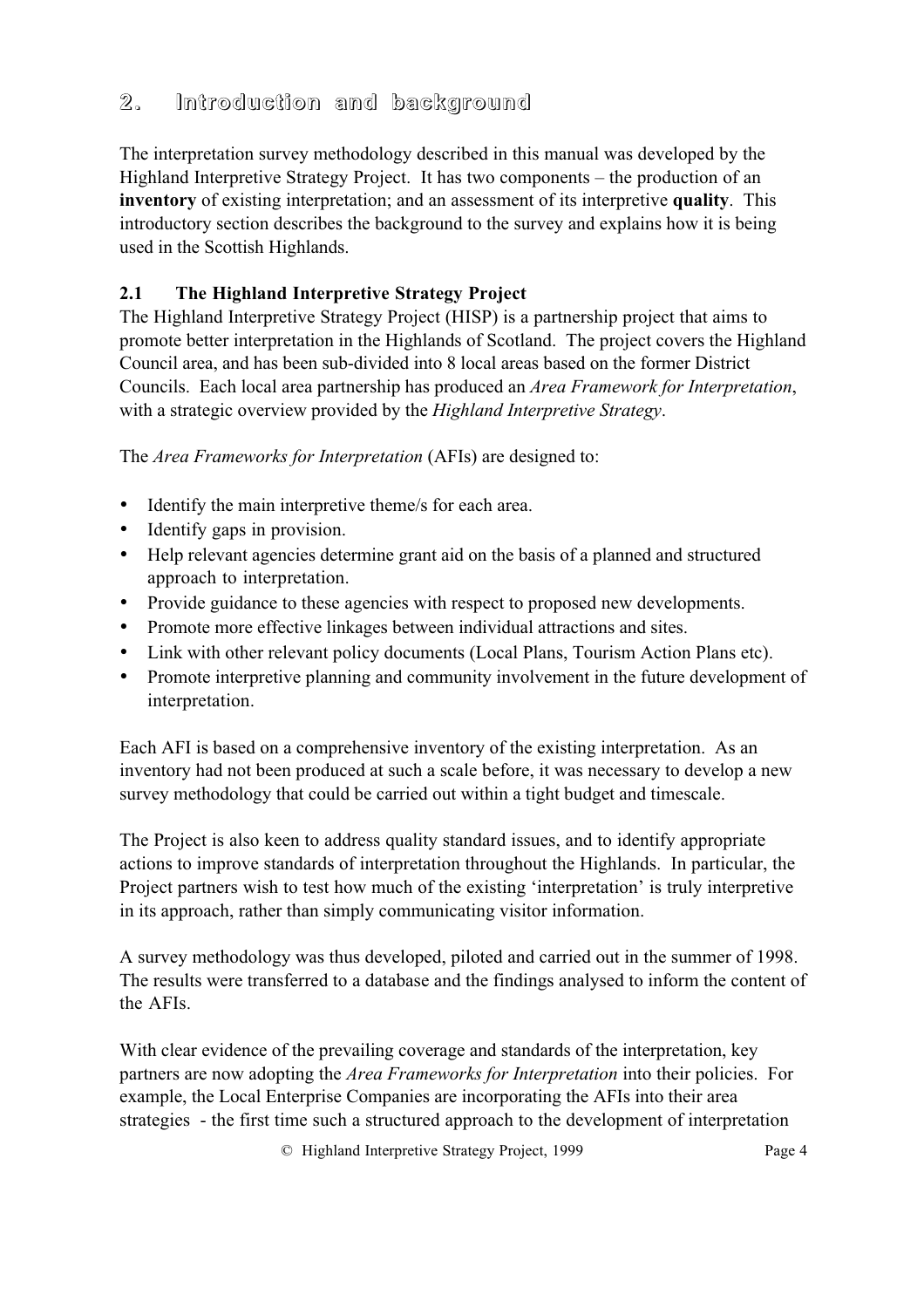## 2. Introduction and background

The interpretation survey methodology described in this manual was developed by the Highland Interpretive Strategy Project. It has two components – the production of an **inventory** of existing interpretation; and an assessment of its interpretive **quality**. This introductory section describes the background to the survey and explains how it is being used in the Scottish Highlands.

### 2.1 The Highland Interpretive Strategy Project

The Highland Interpretive Strategy Project (HISP) is a partnership project that aims to promote better interpretation in the Highlands of Scotland. The project covers the Highland Council area, and has been sub-divided into 8 local areas based on the former District Councils. Each local area partnership has produced an *Area Framework for Interpretation*, with a strategic overview provided by the *Highland Interpretive Strategy*.

The *Area Frameworks for Interpretation* (AFIs) are designed to:

- Identify the main interpretive theme/s for each area.
- Identify gaps in provision.
- Help relevant agencies determine grant aid on the basis of a planned and structured approach to interpretation.
- Provide guidance to these agencies with respect to proposed new developments.
- Promote more effective linkages between individual attractions and sites.
- Link with other relevant policy documents (Local Plans, Tourism Action Plans etc).
- Promote interpretive planning and community involvement in the future development of interpretation.

Each AFI is based on a comprehensive inventory of the existing interpretation. As an inventory had not been produced at such a scale before, it was necessary to develop a new survey methodology that could be carried out within a tight budget and timescale.

The Project is also keen to address quality standard issues, and to identify appropriate actions to improve standards of interpretation throughout the Highlands. In particular, the Project partners wish to test how much of the existing 'interpretation' is truly interpretive in its approach, rather than simply communicating visitor information.

A survey methodology was thus developed, piloted and carried out in the summer of 1998. The results were transferred to a database and the findings analysed to inform the content of the AFIs.

With clear evidence of the prevailing coverage and standards of the interpretation, key partners are now adopting the *Area Frameworks for Interpretation* into their policies. For example, the Local Enterprise Companies are incorporating the AFIs into their area strategies - the first time such a structured approach to the development of interpretation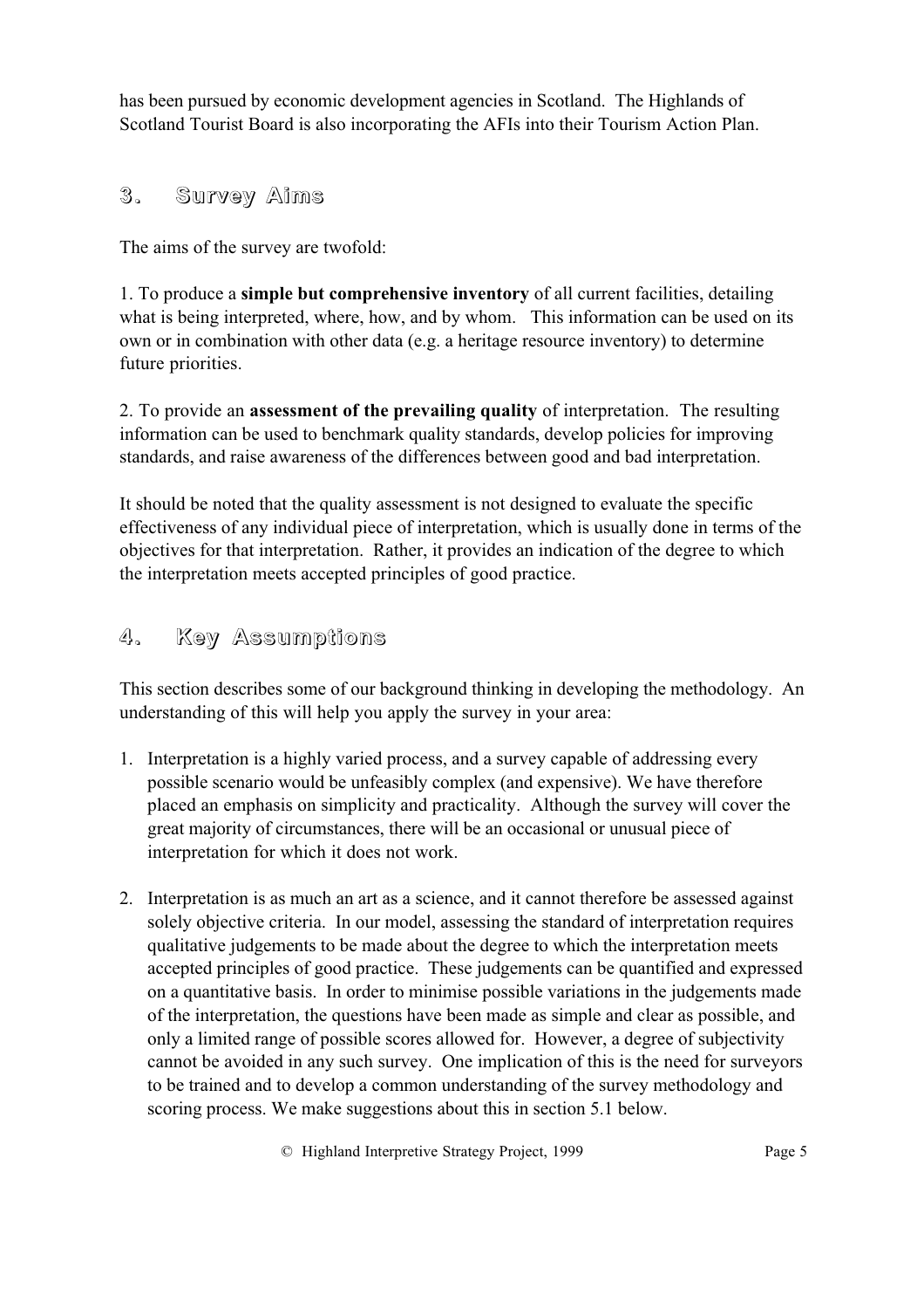has been pursued by economic development agencies in Scotland. The Highlands of Scotland Tourist Board is also incorporating the AFIs into their Tourism Action Plan.

## 3. Survey Aims

The aims of the survey are twofold:

1. To produce a **simple but comprehensive inventory** of all current facilities, detailing what is being interpreted, where, how, and by whom. This information can be used on its own or in combination with other data (e.g. a heritage resource inventory) to determine future priorities.

2. To provide an **assessment of the prevailing quality** of interpretation. The resulting information can be used to benchmark quality standards, develop policies for improving standards, and raise awareness of the differences between good and bad interpretation.

It should be noted that the quality assessment is not designed to evaluate the specific effectiveness of any individual piece of interpretation, which is usually done in terms of the objectives for that interpretation. Rather, it provides an indication of the degree to which the interpretation meets accepted principles of good practice.

## 4. Key Assumptions

This section describes some of our background thinking in developing the methodology. An understanding of this will help you apply the survey in your area:

1. Interpretation is a highly varied process, and a survey capable of addressing every possible scenario would be unfeasibly complex (and expensive). We have therefore placed an emphasis on simplicity and practicality. Although the survey will cover the great majority of circumstances, there will be an occasional or unusual piece of interpretation for which it does not work.

2. Interpretation is as much an art as a science, and it cannot therefore be assessed against solely objective criteria. In our model, assessing the standard of interpretation requires qualitative judgements to be made about the degree to which the interpretation meets accepted principles of good practice. These judgements can be quantified and expressed on a quantitative basis. In order to minimise possible variations in the judgements made of the interpretation, the questions have been made as simple and clear as possible, and only a limited range of possible scores allowed for. However, a degree of subjectivity cannot be avoided in any such survey. One implication of this is the need for surveyors to be trained and to develop a common understanding of the survey methodology and scoring process. We make suggestions about this in section 5.1 below.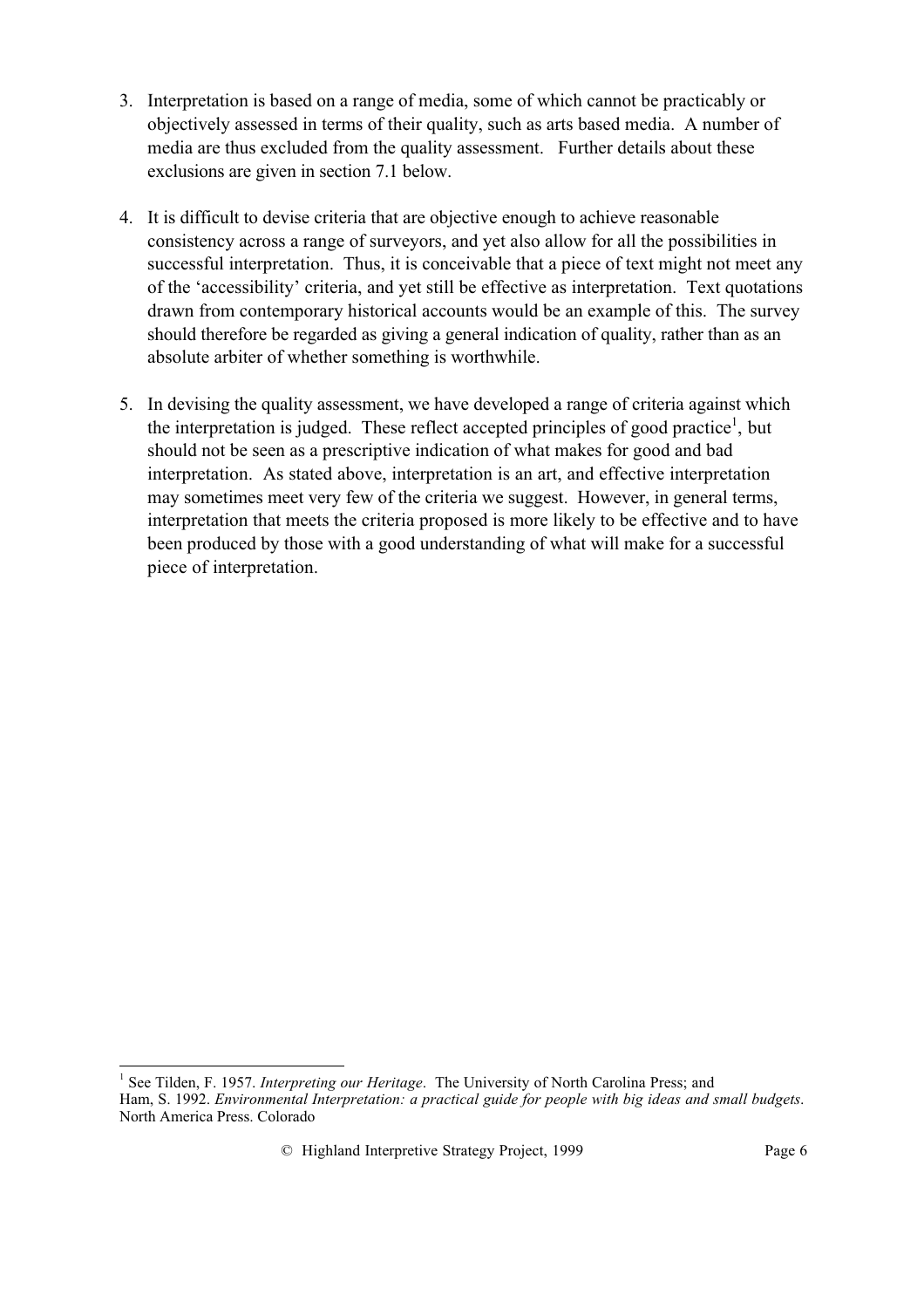3. Interpretation is based on a range of media, some of which cannot be practicably or objectively assessed in terms of their quality, such as arts based media. A number of media are thus excluded from the quality assessment. Further details about these exclusions are given in section 7.1 below.

4. It is difficult to devise criteria that are objective enough to achieve reasonable consistency across a range of surveyors, and yet also allow for all the possibilities in successful interpretation. Thus, it is conceivable that a piece of text might not meet any of the 'accessibility' criteria, and yet still be effective as interpretation. Text quotations drawn from contemporary historical accounts would be an example of this. The survey should therefore be regarded as giving a general indication of quality, rather than as an absolute arbiter of whether something is worthwhile.

5. In devising the quality assessment, we have developed a range of criteria against which the interpretation is judged. These reflect accepted principles of good practice[1], but should not be seen as a prescriptive indication of what makes for good and bad interpretation. As stated above, interpretation is an art, and effective interpretation may sometimes meet very few of the criteria we suggest. However, in general terms, interpretation that meets the criteria proposed is more likely to be effective and to have been produced by those with a good understanding of what will make for a successful piece of interpretation.

---

[1] See Tilden, F. 1957. *Interpreting our Heritage*. The University of North Carolina Press; and Ham, S. 1992. *Environmental Interpretation: a practical guide for people with big ideas and small budgets*. North America Press. Colorado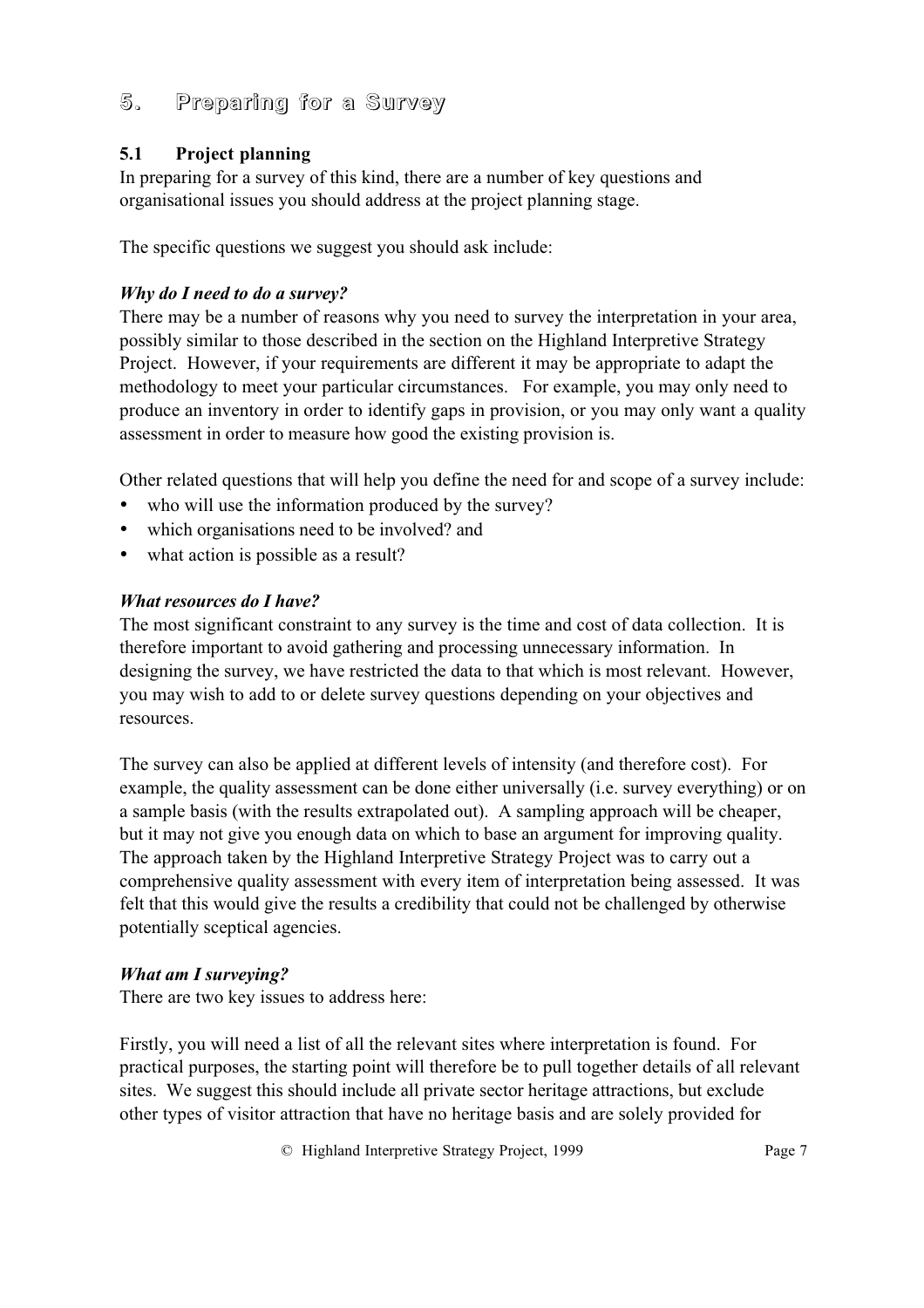# 5. Preparing for a Survey

## 5.1 Project planning

In preparing for a survey of this kind, there are a number of key questions and organisational issues you should address at the project planning stage.

The specific questions we suggest you should ask include:

***Why do I need to do a survey?***

There may be a number of reasons why you need to survey the interpretation in your area, possibly similar to those described in the section on the Highland Interpretive Strategy Project. However, if your requirements are different it may be appropriate to adapt the methodology to meet your particular circumstances. For example, you may only need to produce an inventory in order to identify gaps in provision, or you may only want a quality assessment in order to measure how good the existing provision is.

Other related questions that will help you define the need for and scope of a survey include:

- who will use the information produced by the survey?
- which organisations need to be involved? and
- what action is possible as a result?

***What resources do I have?***

The most significant constraint to any survey is the time and cost of data collection. It is therefore important to avoid gathering and processing unnecessary information. In designing the survey, we have restricted the data to that which is most relevant. However, you may wish to add to or delete survey questions depending on your objectives and resources.

The survey can also be applied at different levels of intensity (and therefore cost). For example, the quality assessment can be done either universally (i.e. survey everything) or on a sample basis (with the results extrapolated out). A sampling approach will be cheaper, but it may not give you enough data on which to base an argument for improving quality. The approach taken by the Highland Interpretive Strategy Project was to carry out a comprehensive quality assessment with every item of interpretation being assessed. It was felt that this would give the results a credibility that could not be challenged by otherwise potentially sceptical agencies.

***What am I surveying?***

There are two key issues to address here:

Firstly, you will need a list of all the relevant sites where interpretation is found. For practical purposes, the starting point will therefore be to pull together details of all relevant sites. We suggest this should include all private sector heritage attractions, but exclude other types of visitor attraction that have no heritage basis and are solely provided for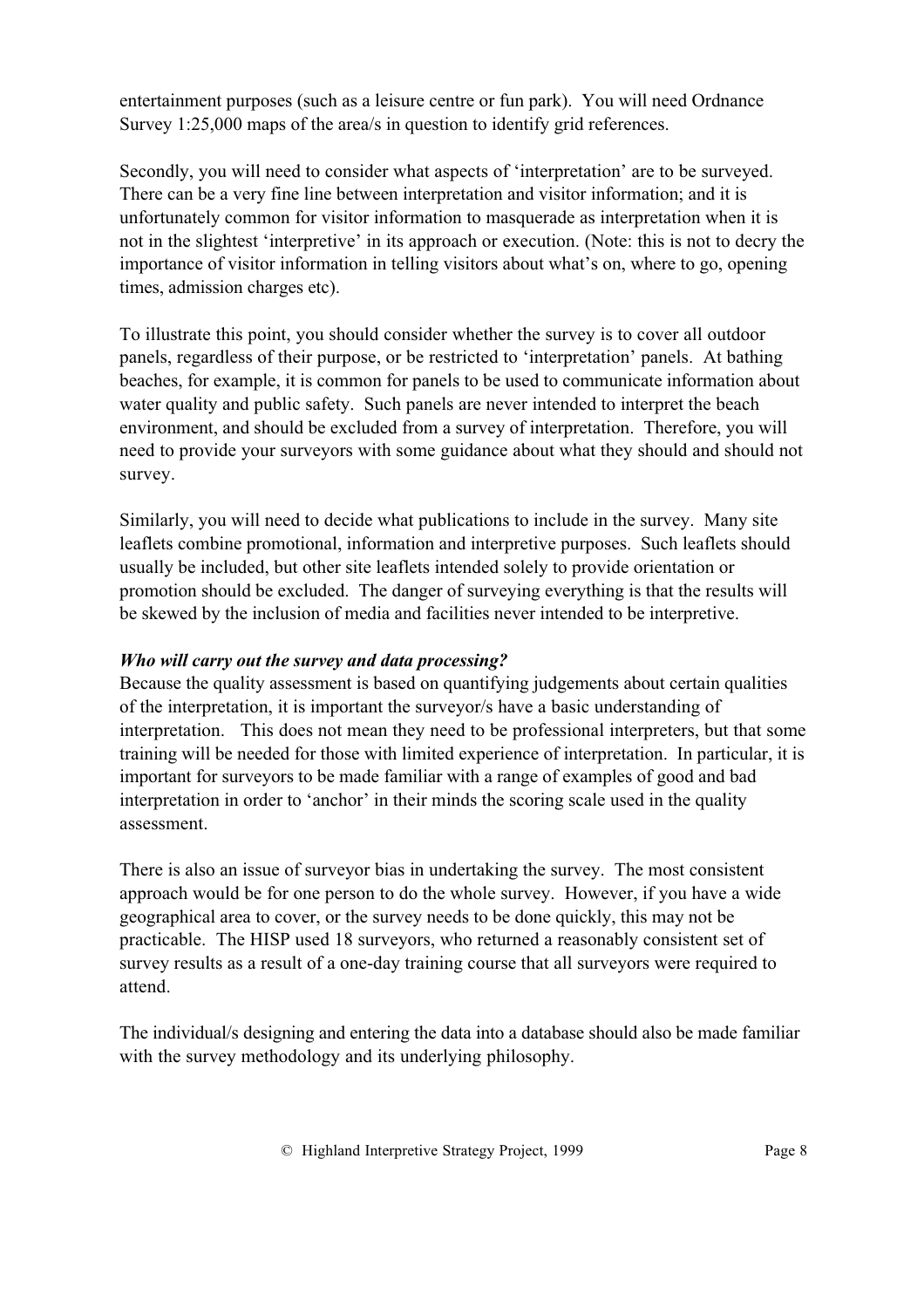entertainment purposes (such as a leisure centre or fun park). You will need Ordnance Survey 1:25,000 maps of the area/s in question to identify grid references.

Secondly, you will need to consider what aspects of 'interpretation' are to be surveyed. There can be a very fine line between interpretation and visitor information; and it is unfortunately common for visitor information to masquerade as interpretation when it is not in the slightest 'interpretive' in its approach or execution. (Note: this is not to decry the importance of visitor information in telling visitors about what's on, where to go, opening times, admission charges etc).

To illustrate this point, you should consider whether the survey is to cover all outdoor panels, regardless of their purpose, or be restricted to 'interpretation' panels. At bathing beaches, for example, it is common for panels to be used to communicate information about water quality and public safety. Such panels are never intended to interpret the beach environment, and should be excluded from a survey of interpretation. Therefore, you will need to provide your surveyors with some guidance about what they should and should not survey.

Similarly, you will need to decide what publications to include in the survey. Many site leaflets combine promotional, information and interpretive purposes. Such leaflets should usually be included, but other site leaflets intended solely to provide orientation or promotion should be excluded. The danger of surveying everything is that the results will be skewed by the inclusion of media and facilities never intended to be interpretive.

***Who will carry out the survey and data processing?***

Because the quality assessment is based on quantifying judgements about certain qualities of the interpretation, it is important the surveyor/s have a basic understanding of interpretation. This does not mean they need to be professional interpreters, but that some training will be needed for those with limited experience of interpretation. In particular, it is important for surveyors to be made familiar with a range of examples of good and bad interpretation in order to 'anchor' in their minds the scoring scale used in the quality assessment.

There is also an issue of surveyor bias in undertaking the survey. The most consistent approach would be for one person to do the whole survey. However, if you have a wide geographical area to cover, or the survey needs to be done quickly, this may not be practicable. The HISP used 18 surveyors, who returned a reasonably consistent set of survey results as a result of a one-day training course that all surveyors were required to attend.

The individual/s designing and entering the data into a database should also be made familiar with the survey methodology and its underlying philosophy.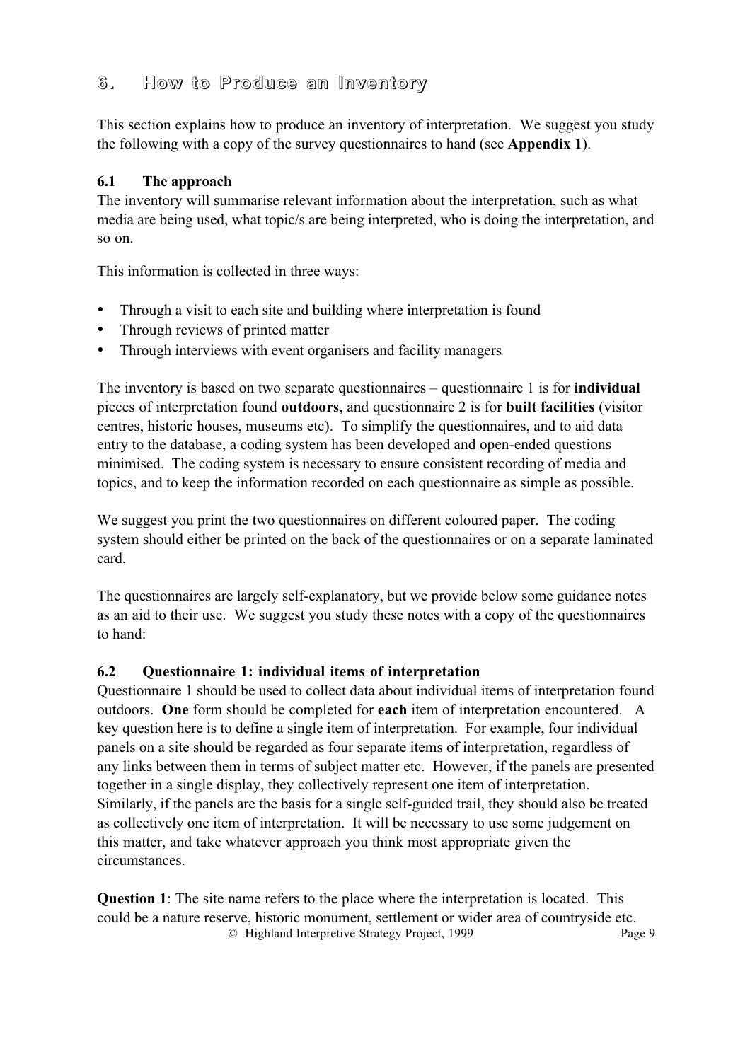# 6. How to Produce an Inventory

This section explains how to produce an inventory of interpretation. We suggest you study the following with a copy of the survey questionnaires to hand (see **Appendix 1**).

### 6.1 The approach

The inventory will summarise relevant information about the interpretation, such as what media are being used, what topic/s are being interpreted, who is doing the interpretation, and so on.

This information is collected in three ways:

- Through a visit to each site and building where interpretation is found
- Through reviews of printed matter
- Through interviews with event organisers and facility managers

The inventory is based on two separate questionnaires – questionnaire 1 is for **individual** pieces of interpretation found **outdoors,** and questionnaire 2 is for **built facilities** (visitor centres, historic houses, museums etc). To simplify the questionnaires, and to aid data entry to the database, a coding system has been developed and open-ended questions minimised. The coding system is necessary to ensure consistent recording of media and topics, and to keep the information recorded on each questionnaire as simple as possible.

We suggest you print the two questionnaires on different coloured paper. The coding system should either be printed on the back of the questionnaires or on a separate laminated card.

The questionnaires are largely self-explanatory, but we provide below some guidance notes as an aid to their use. We suggest you study these notes with a copy of the questionnaires to hand:

### 6.2 Questionnaire 1: individual items of interpretation

Questionnaire 1 should be used to collect data about individual items of interpretation found outdoors. **One** form should be completed for **each** item of interpretation encountered. A key question here is to define a single item of interpretation. For example, four individual panels on a site should be regarded as four separate items of interpretation, regardless of any links between them in terms of subject matter etc. However, if the panels are presented together in a single display, they collectively represent one item of interpretation. Similarly, if the panels are the basis for a single self-guided trail, they should also be treated as collectively one item of interpretation. It will be necessary to use some judgement on this matter, and take whatever approach you think most appropriate given the circumstances.

**Question 1**: The site name refers to the place where the interpretation is located. This could be a nature reserve, historic monument, settlement or wider area of countryside etc.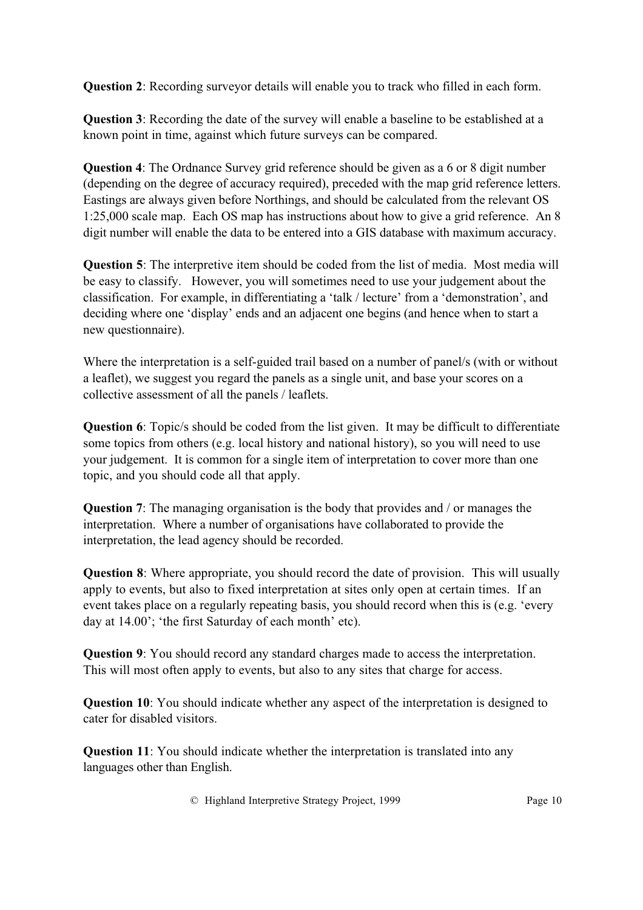**Question 2**: Recording surveyor details will enable you to track who filled in each form.

**Question 3**: Recording the date of the survey will enable a baseline to be established at a known point in time, against which future surveys can be compared.

**Question 4**: The Ordnance Survey grid reference should be given as a 6 or 8 digit number (depending on the degree of accuracy required), preceded with the map grid reference letters. Eastings are always given before Northings, and should be calculated from the relevant OS 1:25,000 scale map. Each OS map has instructions about how to give a grid reference. An 8 digit number will enable the data to be entered into a GIS database with maximum accuracy.

**Question 5**: The interpretive item should be coded from the list of media. Most media will be easy to classify. However, you will sometimes need to use your judgement about the classification. For example, in differentiating a 'talk / lecture' from a 'demonstration', and deciding where one 'display' ends and an adjacent one begins (and hence when to start a new questionnaire).

Where the interpretation is a self-guided trail based on a number of panel/s (with or without a leaflet), we suggest you regard the panels as a single unit, and base your scores on a collective assessment of all the panels / leaflets.

**Question 6**: Topic/s should be coded from the list given. It may be difficult to differentiate some topics from others (e.g. local history and national history), so you will need to use your judgement. It is common for a single item of interpretation to cover more than one topic, and you should code all that apply.

**Question 7**: The managing organisation is the body that provides and / or manages the interpretation. Where a number of organisations have collaborated to provide the interpretation, the lead agency should be recorded.

**Question 8**: Where appropriate, you should record the date of provision. This will usually apply to events, but also to fixed interpretation at sites only open at certain times. If an event takes place on a regularly repeating basis, you should record when this is (e.g. 'every day at 14.00'; 'the first Saturday of each month' etc).

**Question 9**: You should record any standard charges made to access the interpretation. This will most often apply to events, but also to any sites that charge for access.

**Question 10**: You should indicate whether any aspect of the interpretation is designed to cater for disabled visitors.

**Question 11**: You should indicate whether the interpretation is translated into any languages other than English.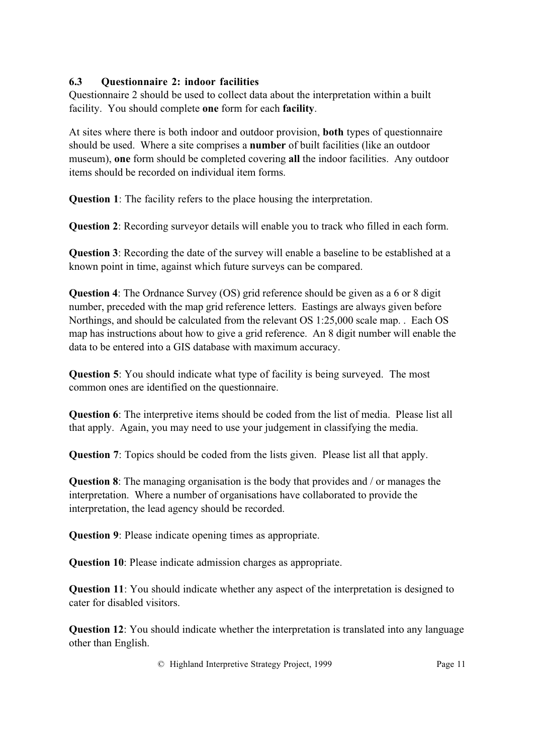### 6.3 Questionnaire 2: indoor facilities

Questionnaire 2 should be used to collect data about the interpretation within a built facility. You should complete **one** form for each **facility**.

At sites where there is both indoor and outdoor provision, **both** types of questionnaire should be used. Where a site comprises a **number** of built facilities (like an outdoor museum), **one** form should be completed covering **all** the indoor facilities. Any outdoor items should be recorded on individual item forms.

**Question 1**: The facility refers to the place housing the interpretation.

**Question 2**: Recording surveyor details will enable you to track who filled in each form.

**Question 3**: Recording the date of the survey will enable a baseline to be established at a known point in time, against which future surveys can be compared.

**Question 4**: The Ordnance Survey (OS) grid reference should be given as a 6 or 8 digit number, preceded with the map grid reference letters. Eastings are always given before Northings, and should be calculated from the relevant OS 1:25,000 scale map. . Each OS map has instructions about how to give a grid reference. An 8 digit number will enable the data to be entered into a GIS database with maximum accuracy.

**Question 5**: You should indicate what type of facility is being surveyed. The most common ones are identified on the questionnaire.

**Question 6**: The interpretive items should be coded from the list of media. Please list all that apply. Again, you may need to use your judgement in classifying the media.

**Question 7**: Topics should be coded from the lists given. Please list all that apply.

**Question 8**: The managing organisation is the body that provides and / or manages the interpretation. Where a number of organisations have collaborated to provide the interpretation, the lead agency should be recorded.

**Question 9**: Please indicate opening times as appropriate.

**Question 10**: Please indicate admission charges as appropriate.

**Question 11**: You should indicate whether any aspect of the interpretation is designed to cater for disabled visitors.

**Question 12**: You should indicate whether the interpretation is translated into any language other than English.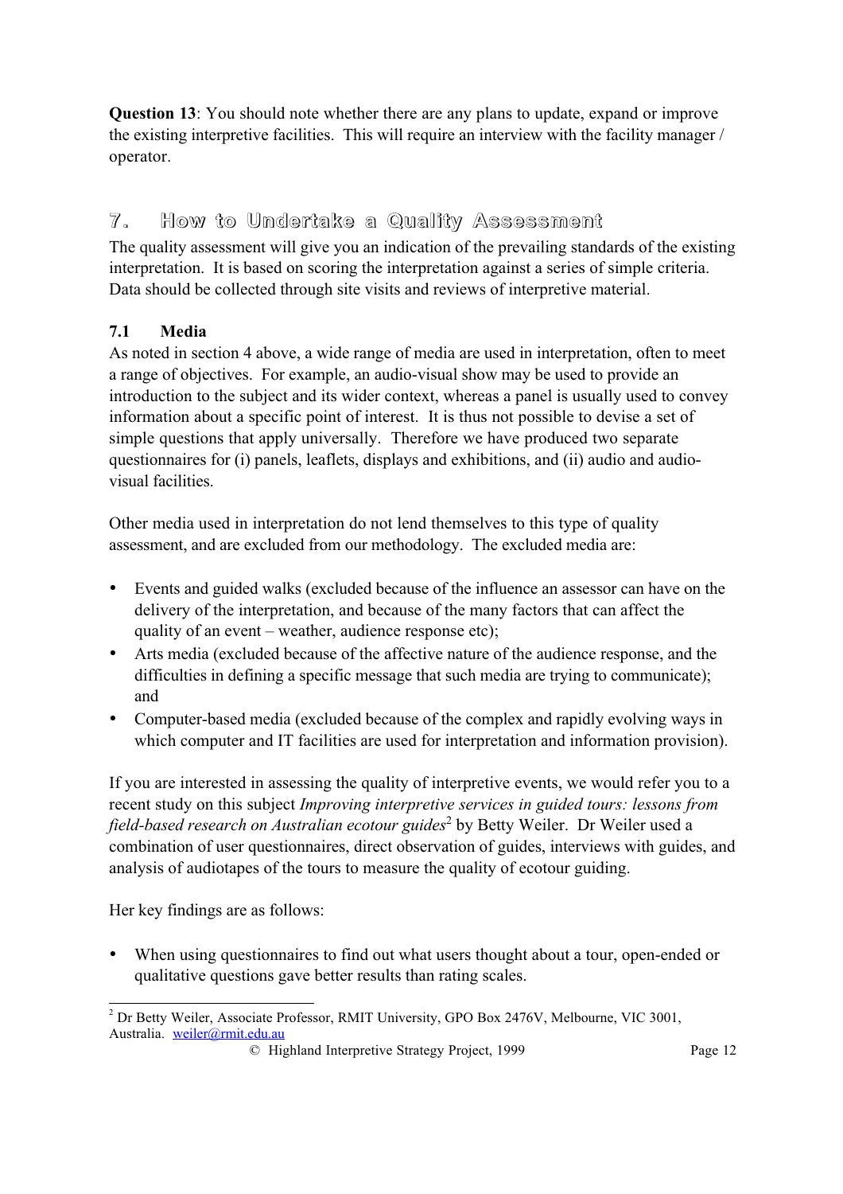**Question 13**: You should note whether there are any plans to update, expand or improve the existing interpretive facilities. This will require an interview with the facility manager / operator.

## 7. How to Undertake a Quality Assessment

The quality assessment will give you an indication of the prevailing standards of the existing interpretation. It is based on scoring the interpretation against a series of simple criteria. Data should be collected through site visits and reviews of interpretive material.

### 7.1 Media

As noted in section 4 above, a wide range of media are used in interpretation, often to meet a range of objectives. For example, an audio-visual show may be used to provide an introduction to the subject and its wider context, whereas a panel is usually used to convey information about a specific point of interest. It is thus not possible to devise a set of simple questions that apply universally. Therefore we have produced two separate questionnaires for (i) panels, leaflets, displays and exhibitions, and (ii) audio and audio-visual facilities.

Other media used in interpretation do not lend themselves to this type of quality assessment, and are excluded from our methodology. The excluded media are:

- Events and guided walks (excluded because of the influence an assessor can have on the delivery of the interpretation, and because of the many factors that can affect the quality of an event – weather, audience response etc);
- Arts media (excluded because of the affective nature of the audience response, and the difficulties in defining a specific message that such media are trying to communicate); and
- Computer-based media (excluded because of the complex and rapidly evolving ways in which computer and IT facilities are used for interpretation and information provision).

If you are interested in assessing the quality of interpretive events, we would refer you to a recent study on this subject *Improving interpretive services in guided tours: lessons from field-based research on Australian ecotour guides*[2] by Betty Weiler. Dr Weiler used a combination of user questionnaires, direct observation of guides, interviews with guides, and analysis of audiotapes of the tours to measure the quality of ecotour guiding.

Her key findings are as follows:

- When using questionnaires to find out what users thought about a tour, open-ended or qualitative questions gave better results than rating scales.

[2] Dr Betty Weiler, Associate Professor, RMIT University, GPO Box 2476V, Melbourne, VIC 3001, Australia. weiler@rmit.edu.au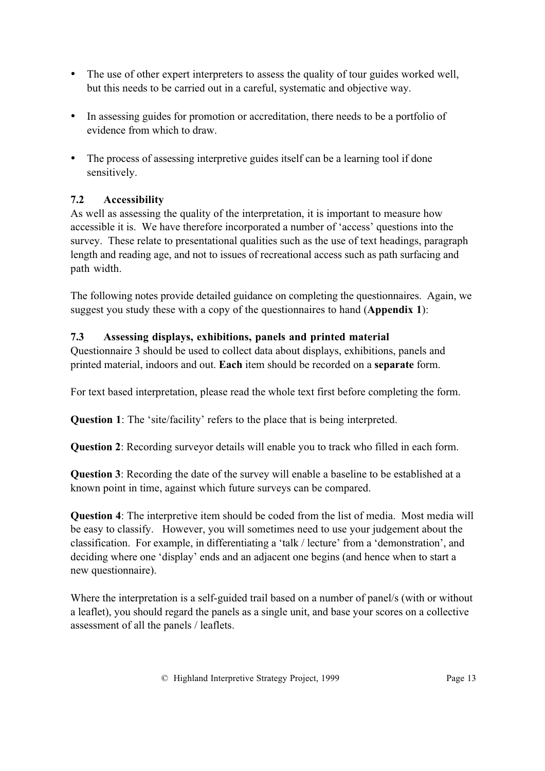- The use of other expert interpreters to assess the quality of tour guides worked well, but this needs to be carried out in a careful, systematic and objective way.
- In assessing guides for promotion or accreditation, there needs to be a portfolio of evidence from which to draw.
- The process of assessing interpretive guides itself can be a learning tool if done sensitively.

### 7.2 Accessibility

As well as assessing the quality of the interpretation, it is important to measure how accessible it is. We have therefore incorporated a number of 'access' questions into the survey. These relate to presentational qualities such as the use of text headings, paragraph length and reading age, and not to issues of recreational access such as path surfacing and path width.

The following notes provide detailed guidance on completing the questionnaires. Again, we suggest you study these with a copy of the questionnaires to hand (**Appendix 1**):

### 7.3 Assessing displays, exhibitions, panels and printed material

Questionnaire 3 should be used to collect data about displays, exhibitions, panels and printed material, indoors and out. **Each** item should be recorded on a **separate** form.

For text based interpretation, please read the whole text first before completing the form.

**Question 1**: The 'site/facility' refers to the place that is being interpreted.

**Question 2**: Recording surveyor details will enable you to track who filled in each form.

**Question 3**: Recording the date of the survey will enable a baseline to be established at a known point in time, against which future surveys can be compared.

**Question 4**: The interpretive item should be coded from the list of media. Most media will be easy to classify. However, you will sometimes need to use your judgement about the classification. For example, in differentiating a 'talk / lecture' from a 'demonstration', and deciding where one 'display' ends and an adjacent one begins (and hence when to start a new questionnaire).

Where the interpretation is a self-guided trail based on a number of panel/s (with or without a leaflet), you should regard the panels as a single unit, and base your scores on a collective assessment of all the panels / leaflets.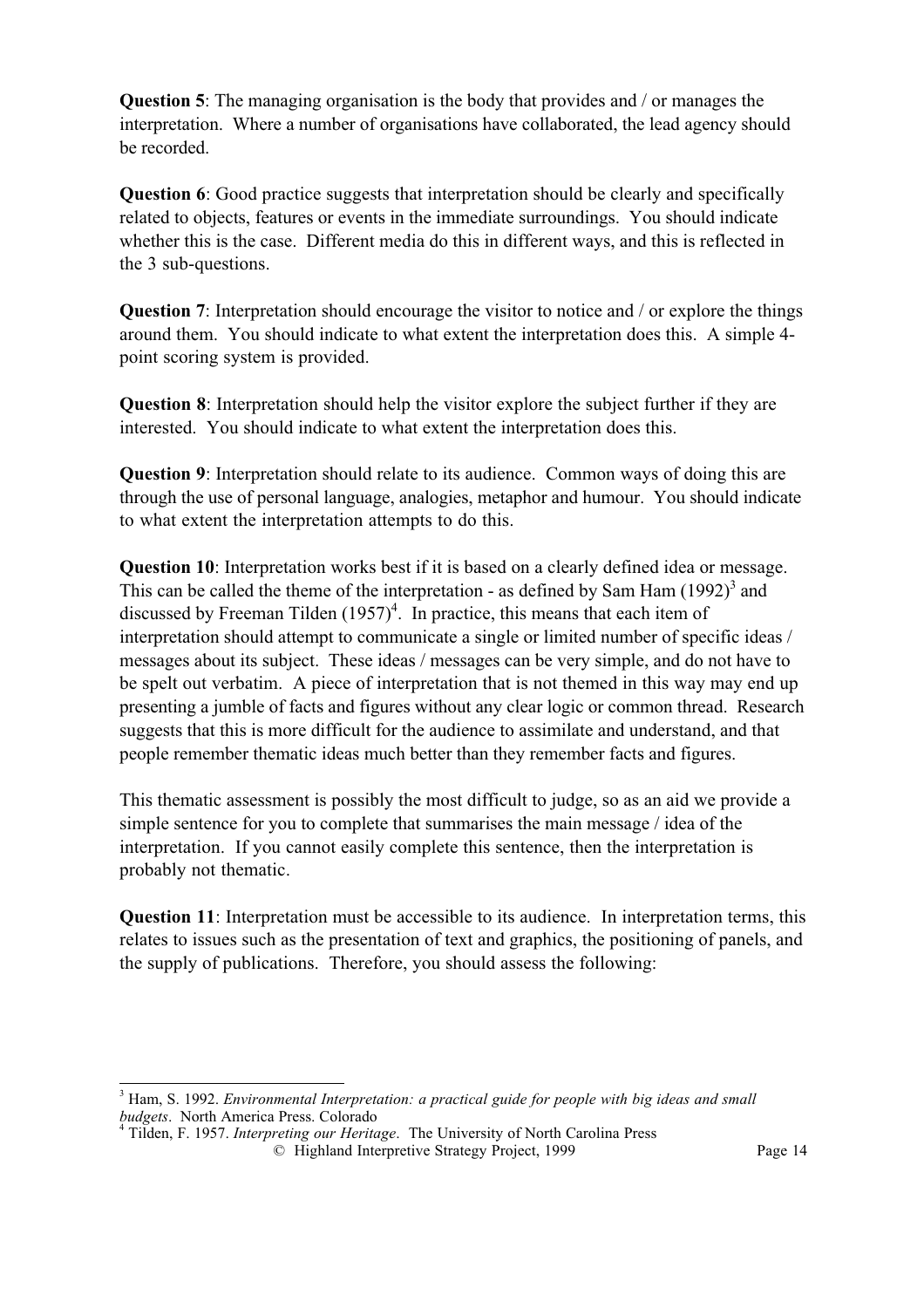**Question 5**: The managing organisation is the body that provides and / or manages the interpretation. Where a number of organisations have collaborated, the lead agency should be recorded.

**Question 6**: Good practice suggests that interpretation should be clearly and specifically related to objects, features or events in the immediate surroundings. You should indicate whether this is the case. Different media do this in different ways, and this is reflected in the 3 sub-questions.

**Question 7**: Interpretation should encourage the visitor to notice and / or explore the things around them. You should indicate to what extent the interpretation does this. A simple 4-point scoring system is provided.

**Question 8**: Interpretation should help the visitor explore the subject further if they are interested. You should indicate to what extent the interpretation does this.

**Question 9**: Interpretation should relate to its audience. Common ways of doing this are through the use of personal language, analogies, metaphor and humour. You should indicate to what extent the interpretation attempts to do this.

**Question 10**: Interpretation works best if it is based on a clearly defined idea or message. This can be called the theme of the interpretation - as defined by Sam Ham (1992)[3] and discussed by Freeman Tilden (1957)[4]. In practice, this means that each item of interpretation should attempt to communicate a single or limited number of specific ideas / messages about its subject. These ideas / messages can be very simple, and do not have to be spelt out verbatim. A piece of interpretation that is not themed in this way may end up presenting a jumble of facts and figures without any clear logic or common thread. Research suggests that this is more difficult for the audience to assimilate and understand, and that people remember thematic ideas much better than they remember facts and figures.

This thematic assessment is possibly the most difficult to judge, so as an aid we provide a simple sentence for you to complete that summarises the main message / idea of the interpretation. If you cannot easily complete this sentence, then the interpretation is probably not thematic.

**Question 11**: Interpretation must be accessible to its audience. In interpretation terms, this relates to issues such as the presentation of text and graphics, the positioning of panels, and the supply of publications. Therefore, you should assess the following:

---

[3] Ham, S. 1992. *Environmental Interpretation: a practical guide for people with big ideas and small budgets*. North America Press. Colorado

[4] Tilden, F. 1957. *Interpreting our Heritage*. The University of North Carolina Press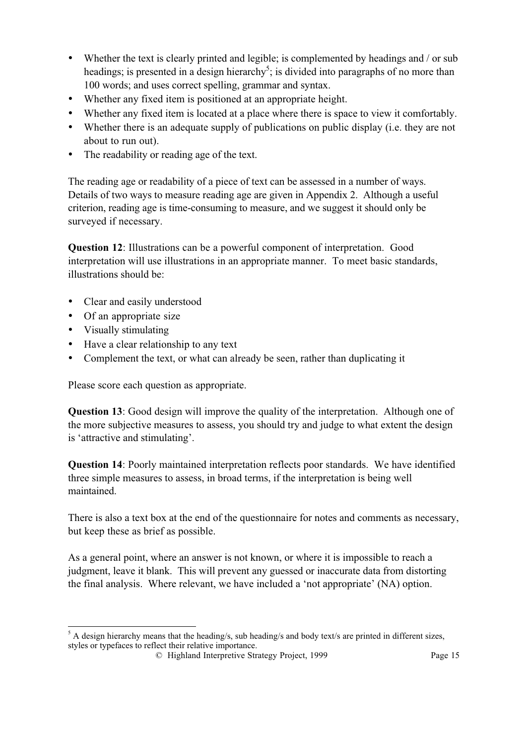- Whether the text is clearly printed and legible; is complemented by headings and / or sub headings; is presented in a design hierarchy[5]; is divided into paragraphs of no more than 100 words; and uses correct spelling, grammar and syntax.
- Whether any fixed item is positioned at an appropriate height.
- Whether any fixed item is located at a place where there is space to view it comfortably.
- Whether there is an adequate supply of publications on public display (i.e. they are not about to run out).
- The readability or reading age of the text.

The reading age or readability of a piece of text can be assessed in a number of ways. Details of two ways to measure reading age are given in Appendix 2. Although a useful criterion, reading age is time-consuming to measure, and we suggest it should only be surveyed if necessary.

**Question 12**: Illustrations can be a powerful component of interpretation. Good interpretation will use illustrations in an appropriate manner. To meet basic standards, illustrations should be:

- Clear and easily understood
- Of an appropriate size
- Visually stimulating
- Have a clear relationship to any text
- Complement the text, or what can already be seen, rather than duplicating it

Please score each question as appropriate.

**Question 13**: Good design will improve the quality of the interpretation. Although one of the more subjective measures to assess, you should try and judge to what extent the design is 'attractive and stimulating'.

**Question 14**: Poorly maintained interpretation reflects poor standards. We have identified three simple measures to assess, in broad terms, if the interpretation is being well maintained.

There is also a text box at the end of the questionnaire for notes and comments as necessary, but keep these as brief as possible.

As a general point, where an answer is not known, or where it is impossible to reach a judgment, leave it blank. This will prevent any guessed or inaccurate data from distorting the final analysis. Where relevant, we have included a 'not appropriate' (NA) option.

---

[5] A design hierarchy means that the heading/s, sub heading/s and body text/s are printed in different sizes, styles or typefaces to reflect their relative importance.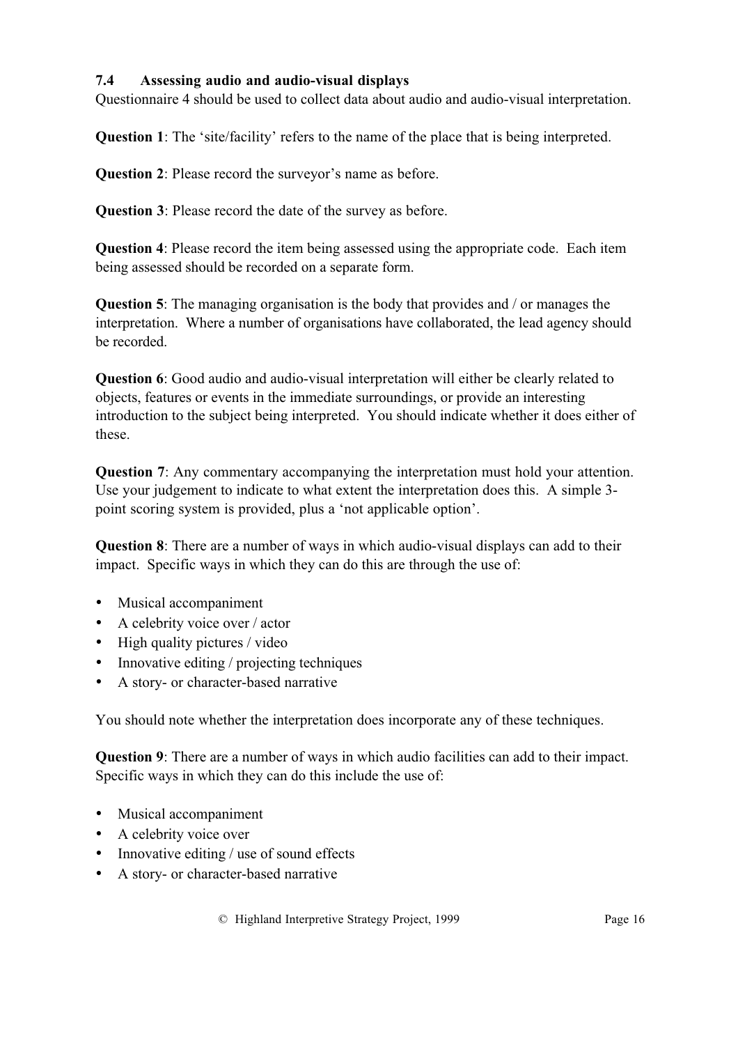### 7.4 Assessing audio and audio-visual displays

Questionnaire 4 should be used to collect data about audio and audio-visual interpretation.

**Question 1**: The 'site/facility' refers to the name of the place that is being interpreted.

**Question 2**: Please record the surveyor's name as before.

**Question 3**: Please record the date of the survey as before.

**Question 4**: Please record the item being assessed using the appropriate code. Each item being assessed should be recorded on a separate form.

**Question 5**: The managing organisation is the body that provides and / or manages the interpretation. Where a number of organisations have collaborated, the lead agency should be recorded.

**Question 6**: Good audio and audio-visual interpretation will either be clearly related to objects, features or events in the immediate surroundings, or provide an interesting introduction to the subject being interpreted. You should indicate whether it does either of these.

**Question 7**: Any commentary accompanying the interpretation must hold your attention. Use your judgement to indicate to what extent the interpretation does this. A simple 3-point scoring system is provided, plus a 'not applicable option'.

**Question 8**: There are a number of ways in which audio-visual displays can add to their impact. Specific ways in which they can do this are through the use of:

- Musical accompaniment
- A celebrity voice over / actor
- High quality pictures / video
- Innovative editing / projecting techniques
- A story- or character-based narrative

You should note whether the interpretation does incorporate any of these techniques.

**Question 9**: There are a number of ways in which audio facilities can add to their impact. Specific ways in which they can do this include the use of:

- Musical accompaniment
- A celebrity voice over
- Innovative editing / use of sound effects
- A story- or character-based narrative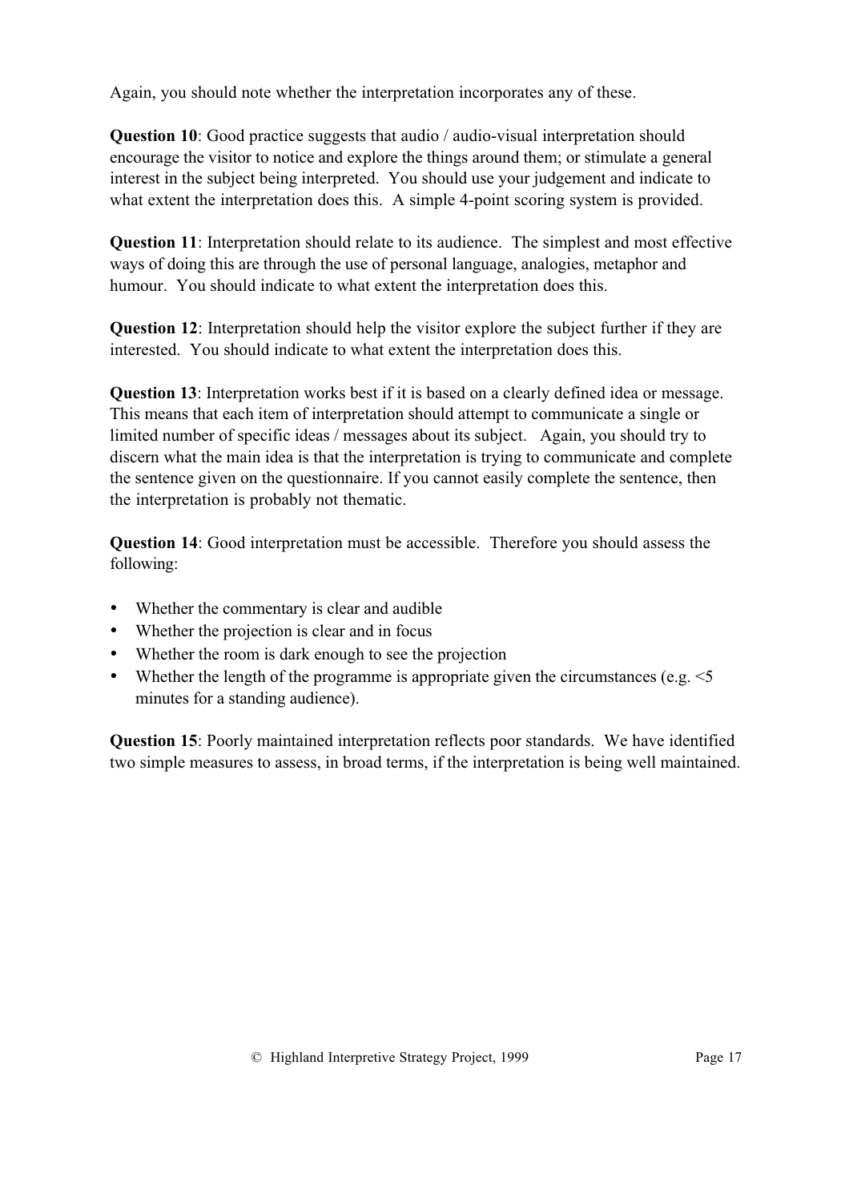Again, you should note whether the interpretation incorporates any of these.

**Question 10**: Good practice suggests that audio / audio-visual interpretation should encourage the visitor to notice and explore the things around them; or stimulate a general interest in the subject being interpreted. You should use your judgement and indicate to what extent the interpretation does this. A simple 4-point scoring system is provided.

**Question 11**: Interpretation should relate to its audience. The simplest and most effective ways of doing this are through the use of personal language, analogies, metaphor and humour. You should indicate to what extent the interpretation does this.

**Question 12**: Interpretation should help the visitor explore the subject further if they are interested. You should indicate to what extent the interpretation does this.

**Question 13**: Interpretation works best if it is based on a clearly defined idea or message. This means that each item of interpretation should attempt to communicate a single or limited number of specific ideas / messages about its subject. Again, you should try to discern what the main idea is that the interpretation is trying to communicate and complete the sentence given on the questionnaire. If you cannot easily complete the sentence, then the interpretation is probably not thematic.

**Question 14**: Good interpretation must be accessible. Therefore you should assess the following:

- Whether the commentary is clear and audible
- Whether the projection is clear and in focus
- Whether the room is dark enough to see the projection
- Whether the length of the programme is appropriate given the circumstances (e.g. <5 minutes for a standing audience).

**Question 15**: Poorly maintained interpretation reflects poor standards. We have identified two simple measures to assess, in broad terms, if the interpretation is being well maintained.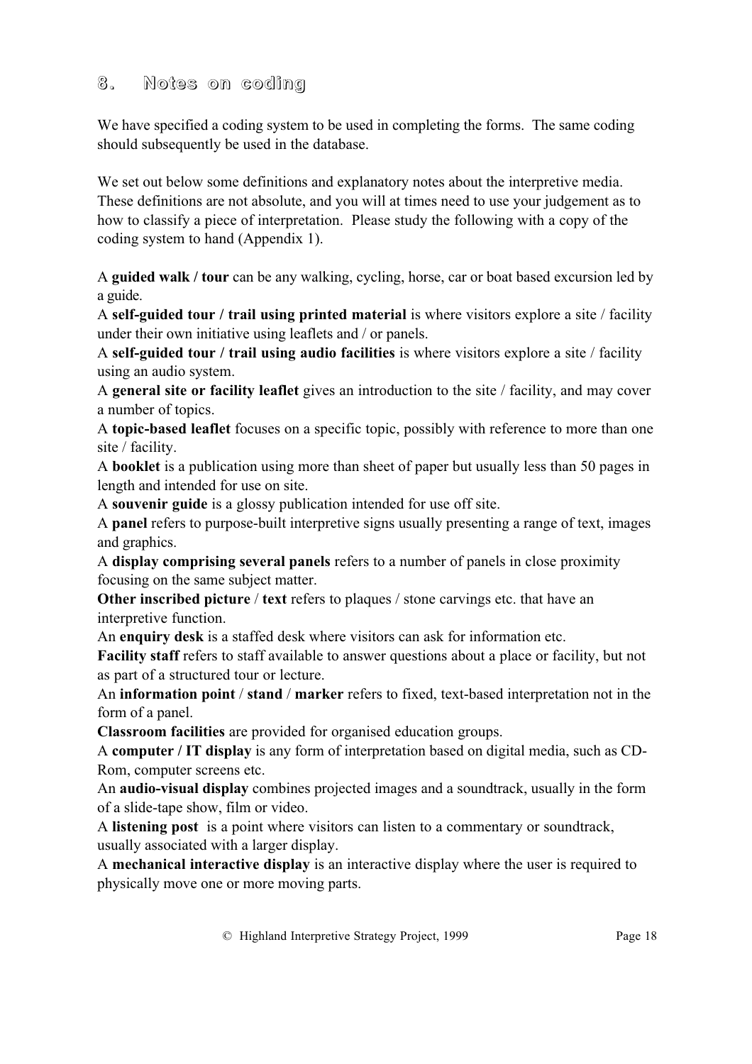## 8. Notes on coding

We have specified a coding system to be used in completing the forms. The same coding should subsequently be used in the database.

We set out below some definitions and explanatory notes about the interpretive media. These definitions are not absolute, and you will at times need to use your judgement as to how to classify a piece of interpretation. Please study the following with a copy of the coding system to hand (Appendix 1).

A **guided walk / tour** can be any walking, cycling, horse, car or boat based excursion led by a guide.
A **self-guided tour / trail using printed material** is where visitors explore a site / facility under their own initiative using leaflets and / or panels.
A **self-guided tour / trail using audio facilities** is where visitors explore a site / facility using an audio system.
A **general site or facility leaflet** gives an introduction to the site / facility, and may cover a number of topics.
A **topic-based leaflet** focuses on a specific topic, possibly with reference to more than one site / facility.
A **booklet** is a publication using more than sheet of paper but usually less than 50 pages in length and intended for use on site.
A **souvenir guide** is a glossy publication intended for use off site.
A **panel** refers to purpose-built interpretive signs usually presenting a range of text, images and graphics.
A **display comprising several panels** refers to a number of panels in close proximity focusing on the same subject matter.
**Other inscribed picture** / **text** refers to plaques / stone carvings etc. that have an interpretive function.
An **enquiry desk** is a staffed desk where visitors can ask for information etc.
**Facility staff** refers to staff available to answer questions about a place or facility, but not as part of a structured tour or lecture.
An **information point** / **stand** / **marker** refers to fixed, text-based interpretation not in the form of a panel.
**Classroom facilities** are provided for organised education groups.
A **computer / IT display** is any form of interpretation based on digital media, such as CD-Rom, computer screens etc.
An **audio-visual display** combines projected images and a soundtrack, usually in the form of a slide-tape show, film or video.
A **listening post** is a point where visitors can listen to a commentary or soundtrack, usually associated with a larger display.
A **mechanical interactive display** is an interactive display where the user is required to physically move one or more moving parts.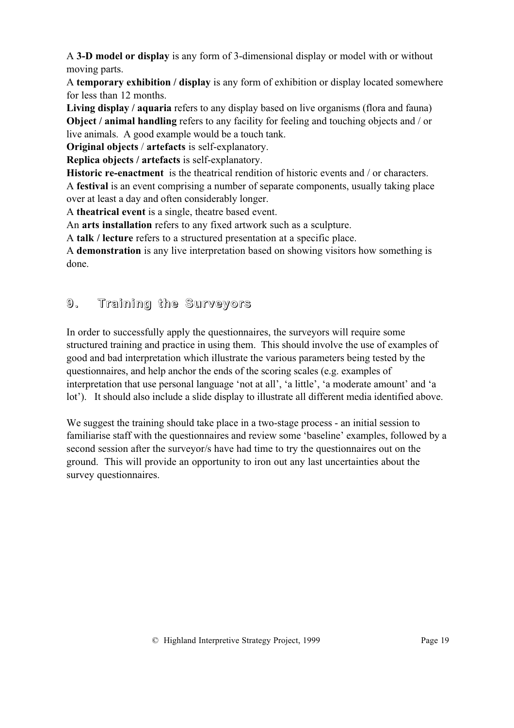A **3-D model or display** is any form of 3-dimensional display or model with or without moving parts.
A **temporary exhibition / display** is any form of exhibition or display located somewhere for less than 12 months.
**Living display / aquaria** refers to any display based on live organisms (flora and fauna)
**Object / animal handling** refers to any facility for feeling and touching objects and / or live animals. A good example would be a touch tank.
**Original objects** / **artefacts** is self-explanatory.
**Replica objects / artefacts** is self-explanatory.
**Historic re-enactment** is the theatrical rendition of historic events and / or characters.
A **festival** is an event comprising a number of separate components, usually taking place over at least a day and often considerably longer.
A **theatrical event** is a single, theatre based event.
An **arts installation** refers to any fixed artwork such as a sculpture.
A **talk / lecture** refers to a structured presentation at a specific place.
A **demonstration** is any live interpretation based on showing visitors how something is done.

## 9. Training the Surveyors

In order to successfully apply the questionnaires, the surveyors will require some structured training and practice in using them. This should involve the use of examples of good and bad interpretation which illustrate the various parameters being tested by the questionnaires, and help anchor the ends of the scoring scales (e.g. examples of interpretation that use personal language 'not at all', 'a little', 'a moderate amount' and 'a lot'). It should also include a slide display to illustrate all different media identified above.

We suggest the training should take place in a two-stage process - an initial session to familiarise staff with the questionnaires and review some 'baseline' examples, followed by a second session after the surveyor/s have had time to try the questionnaires out on the ground. This will provide an opportunity to iron out any last uncertainties about the survey questionnaires.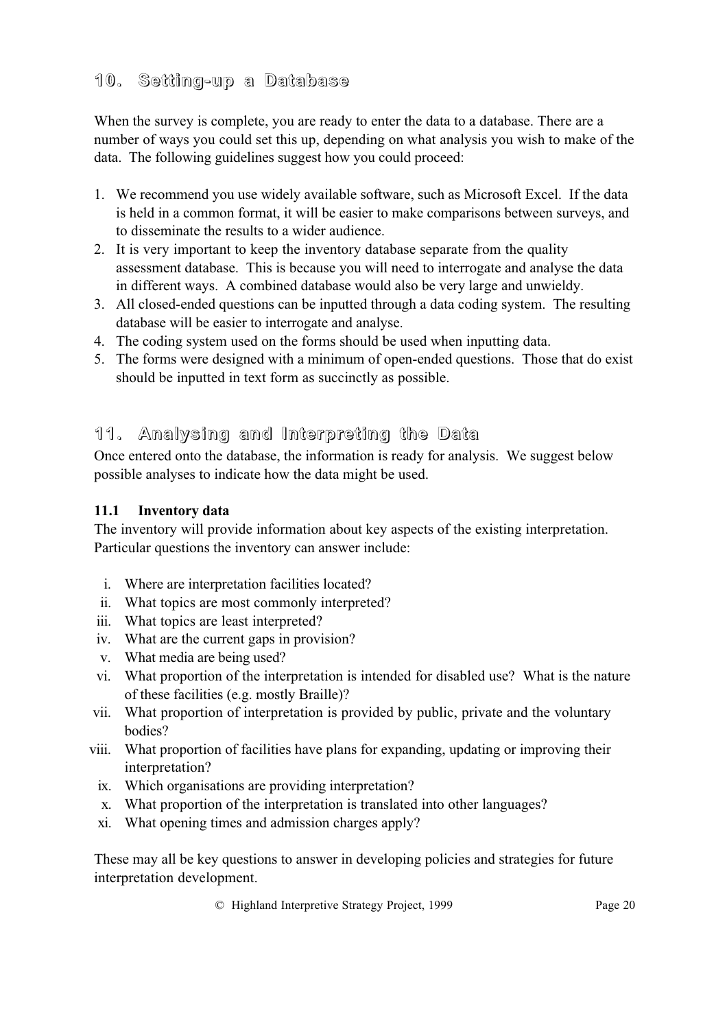## 10. Setting-up a Database

When the survey is complete, you are ready to enter the data to a database. There are a number of ways you could set this up, depending on what analysis you wish to make of the data. The following guidelines suggest how you could proceed:

1. We recommend you use widely available software, such as Microsoft Excel. If the data is held in a common format, it will be easier to make comparisons between surveys, and to disseminate the results to a wider audience.
2. It is very important to keep the inventory database separate from the quality assessment database. This is because you will need to interrogate and analyse the data in different ways. A combined database would also be very large and unwieldy.
3. All closed-ended questions can be inputted through a data coding system. The resulting database will be easier to interrogate and analyse.
4. The coding system used on the forms should be used when inputting data.
5. The forms were designed with a minimum of open-ended questions. Those that do exist should be inputted in text form as succinctly as possible.

## 11. Analysing and Interpreting the Data

Once entered onto the database, the information is ready for analysis. We suggest below possible analyses to indicate how the data might be used.

### 11.1 Inventory data

The inventory will provide information about key aspects of the existing interpretation. Particular questions the inventory can answer include:

i. Where are interpretation facilities located?
ii. What topics are most commonly interpreted?
iii. What topics are least interpreted?
iv. What are the current gaps in provision?
v. What media are being used?
vi. What proportion of the interpretation is intended for disabled use? What is the nature of these facilities (e.g. mostly Braille)?
vii. What proportion of interpretation is provided by public, private and the voluntary bodies?
viii. What proportion of facilities have plans for expanding, updating or improving their interpretation?
ix. Which organisations are providing interpretation?
x. What proportion of the interpretation is translated into other languages?
xi. What opening times and admission charges apply?

These may all be key questions to answer in developing policies and strategies for future interpretation development.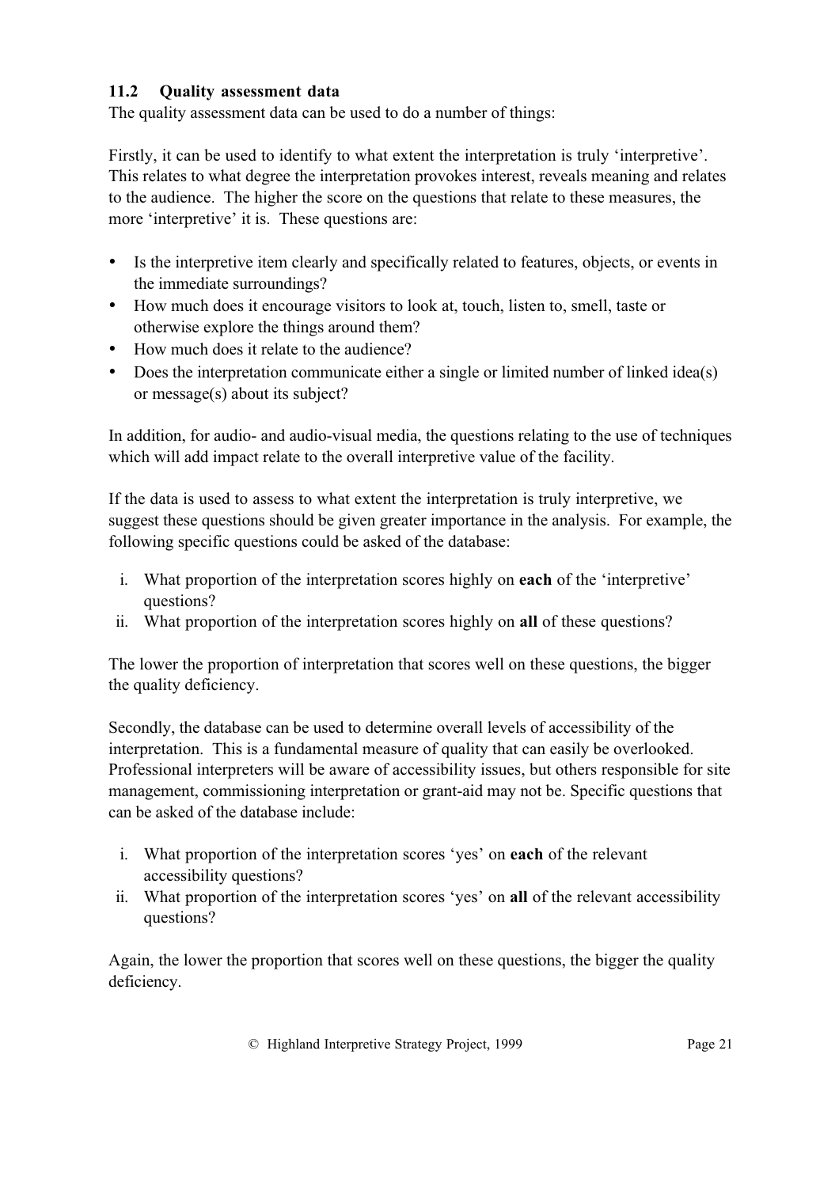### 11.2 Quality assessment data

The quality assessment data can be used to do a number of things:

Firstly, it can be used to identify to what extent the interpretation is truly 'interpretive'. This relates to what degree the interpretation provokes interest, reveals meaning and relates to the audience. The higher the score on the questions that relate to these measures, the more 'interpretive' it is. These questions are:

- Is the interpretive item clearly and specifically related to features, objects, or events in the immediate surroundings?
- How much does it encourage visitors to look at, touch, listen to, smell, taste or otherwise explore the things around them?
- How much does it relate to the audience?
- Does the interpretation communicate either a single or limited number of linked idea(s) or message(s) about its subject?

In addition, for audio- and audio-visual media, the questions relating to the use of techniques which will add impact relate to the overall interpretive value of the facility.

If the data is used to assess to what extent the interpretation is truly interpretive, we suggest these questions should be given greater importance in the analysis. For example, the following specific questions could be asked of the database:

i. What proportion of the interpretation scores highly on **each** of the 'interpretive' questions?
ii. What proportion of the interpretation scores highly on **all** of these questions?

The lower the proportion of interpretation that scores well on these questions, the bigger the quality deficiency.

Secondly, the database can be used to determine overall levels of accessibility of the interpretation. This is a fundamental measure of quality that can easily be overlooked. Professional interpreters will be aware of accessibility issues, but others responsible for site management, commissioning interpretation or grant-aid may not be. Specific questions that can be asked of the database include:

i. What proportion of the interpretation scores 'yes' on **each** of the relevant accessibility questions?
ii. What proportion of the interpretation scores 'yes' on **all** of the relevant accessibility questions?

Again, the lower the proportion that scores well on these questions, the bigger the quality deficiency.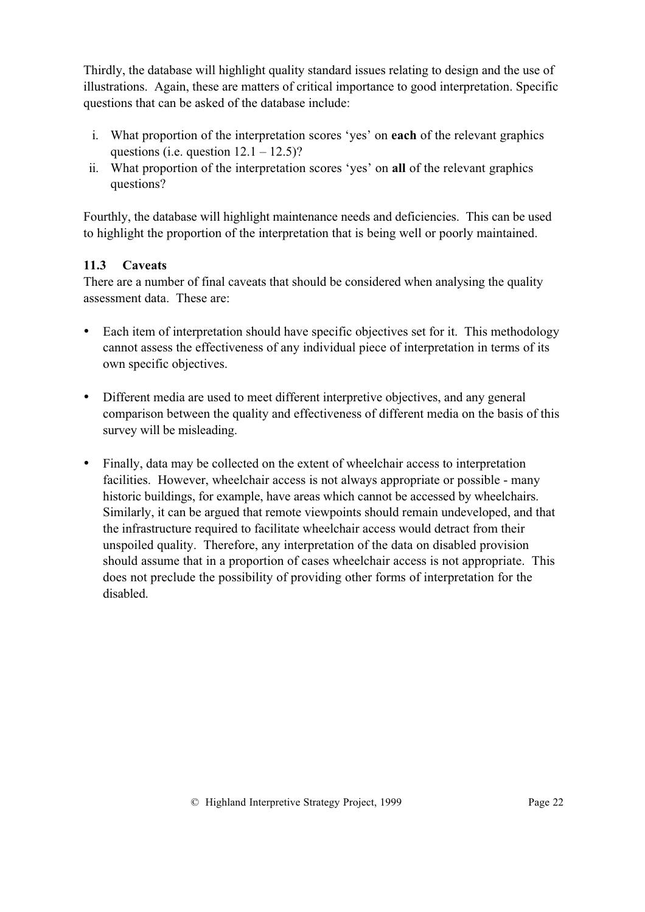Thirdly, the database will highlight quality standard issues relating to design and the use of illustrations. Again, these are matters of critical importance to good interpretation. Specific questions that can be asked of the database include:

i. What proportion of the interpretation scores 'yes' on **each** of the relevant graphics questions (i.e. question 12.1 – 12.5)?
ii. What proportion of the interpretation scores 'yes' on **all** of the relevant graphics questions?

Fourthly, the database will highlight maintenance needs and deficiencies. This can be used to highlight the proportion of the interpretation that is being well or poorly maintained.

### 11.3 Caveats

There are a number of final caveats that should be considered when analysing the quality assessment data. These are:

- Each item of interpretation should have specific objectives set for it. This methodology cannot assess the effectiveness of any individual piece of interpretation in terms of its own specific objectives.

- Different media are used to meet different interpretive objectives, and any general comparison between the quality and effectiveness of different media on the basis of this survey will be misleading.

- Finally, data may be collected on the extent of wheelchair access to interpretation facilities. However, wheelchair access is not always appropriate or possible - many historic buildings, for example, have areas which cannot be accessed by wheelchairs. Similarly, it can be argued that remote viewpoints should remain undeveloped, and that the infrastructure required to facilitate wheelchair access would detract from their unspoiled quality. Therefore, any interpretation of the data on disabled provision should assume that in a proportion of cases wheelchair access is not appropriate. This does not preclude the possibility of providing other forms of interpretation for the disabled.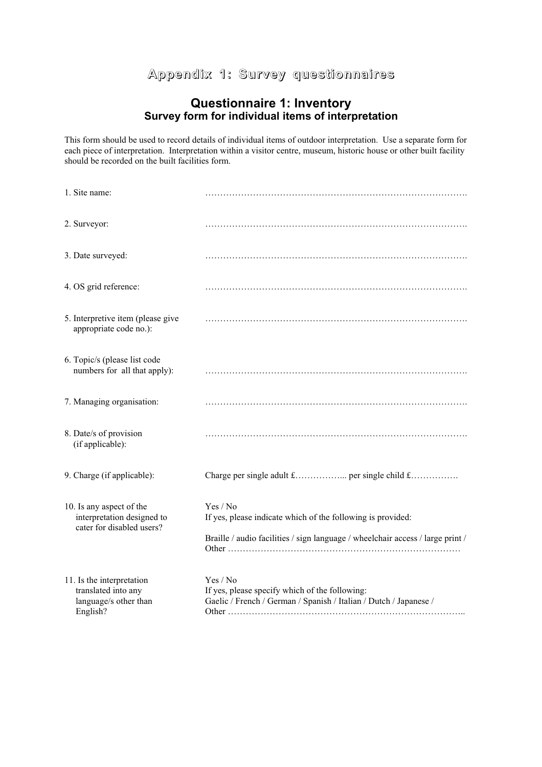# Appendix 1: Survey questionnaires

## Questionnaire 1: Inventory

### Survey form for individual items of interpretation

This form should be used to record details of individual items of outdoor interpretation. Use a separate form for each piece of interpretation. Interpretation within a visitor centre, museum, historic house or other built facility should be recorded on the built facilities form.

1. Site name: …………………………………………………………………………….

2. Surveyor: …………………………………………………………………………….

3. Date surveyed: …………………………………………………………………………….

4. OS grid reference: …………………………………………………………………………….

5. Interpretive item (please give appropriate code no.): …………………………………………………………………………….

6. Topic/s (please list code numbers for all that apply): …………………………………………………………………………….

7. Managing organisation: …………………………………………………………………………….

8. Date/s of provision (if applicable): …………………………………………………………………………….

9. Charge (if applicable): Charge per single adult £…………….... per single child £…………….

10. Is any aspect of the interpretation designed to cater for disabled users?
    Yes / No
    If yes, please indicate which of the following is provided:
    Braille / audio facilities / sign language / wheelchair access / large print / Other ……………………………………………………………………

11. Is the interpretation translated into any language/s other than English?
    Yes / No
    If yes, please specify which of the following:
    Gaelic / French / German / Spanish / Italian / Dutch / Japanese / Other ……………………………………………………………………..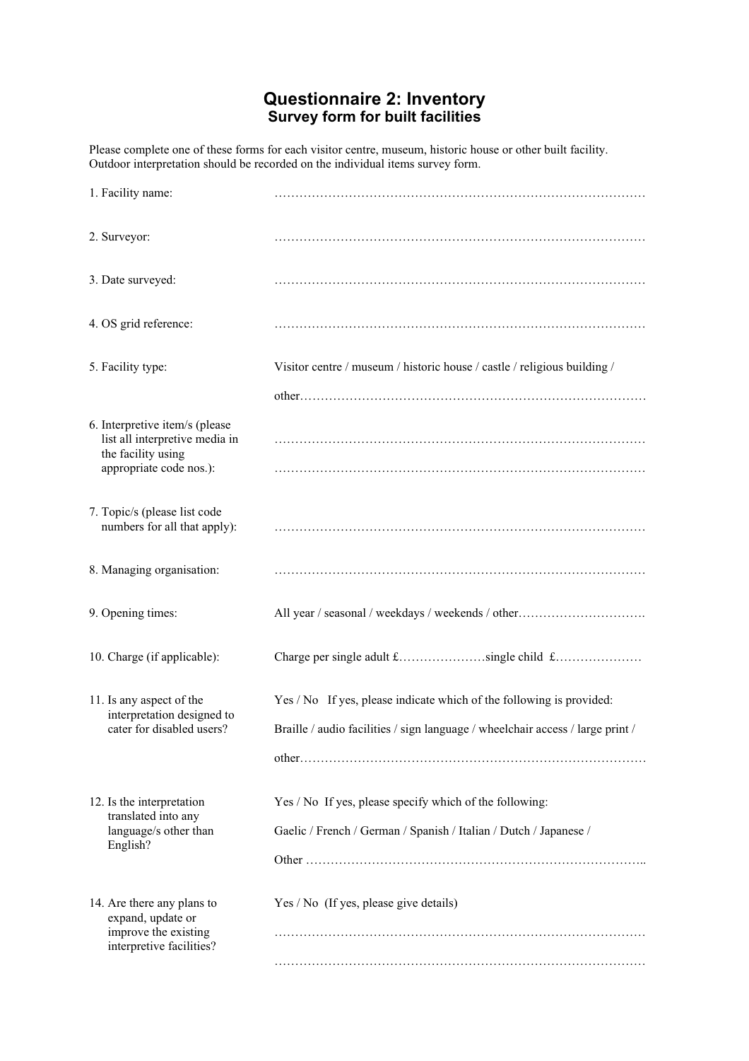# Questionnaire 2: Inventory

## Survey form for built facilities

Please complete one of these forms for each visitor centre, museum, historic house or other built facility. Outdoor interpretation should be recorded on the individual items survey form.

1. Facility name: ………………………………………………………………………………

2. Surveyor: ………………………………………………………………………………

3. Date surveyed: ………………………………………………………………………………

4. OS grid reference: ………………………………………………………………………………

5. Facility type: Visitor centre / museum / historic house / castle / religious building /

   other…………………………………………………………………………

6. Interpretive item/s (please list all interpretive media in the facility using appropriate code nos.): ………………………………………………………………………………

   ………………………………………………………………………………

7. Topic/s (please list code numbers for all that apply): ………………………………………………………………………………

8. Managing organisation: ………………………………………………………………………………

9. Opening times: All year / seasonal / weekdays / weekends / other………………………….

10. Charge (if applicable): Charge per single adult £…………………single child £…………………

11. Is any aspect of the interpretation designed to cater for disabled users? Yes / No If yes, please indicate which of the following is provided:

    Braille / audio facilities / sign language / wheelchair access / large print /

    other…………………………………………………………………………

12. Is the interpretation translated into any language/s other than English? Yes / No If yes, please specify which of the following:

    Gaelic / French / German / Spanish / Italian / Dutch / Japanese /

    Other ………………………………………………………………………..

14. Are there any plans to expand, update or improve the existing interpretive facilities? Yes / No (If yes, please give details)

    ………………………………………………………………………………

    ………………………………………………………………………………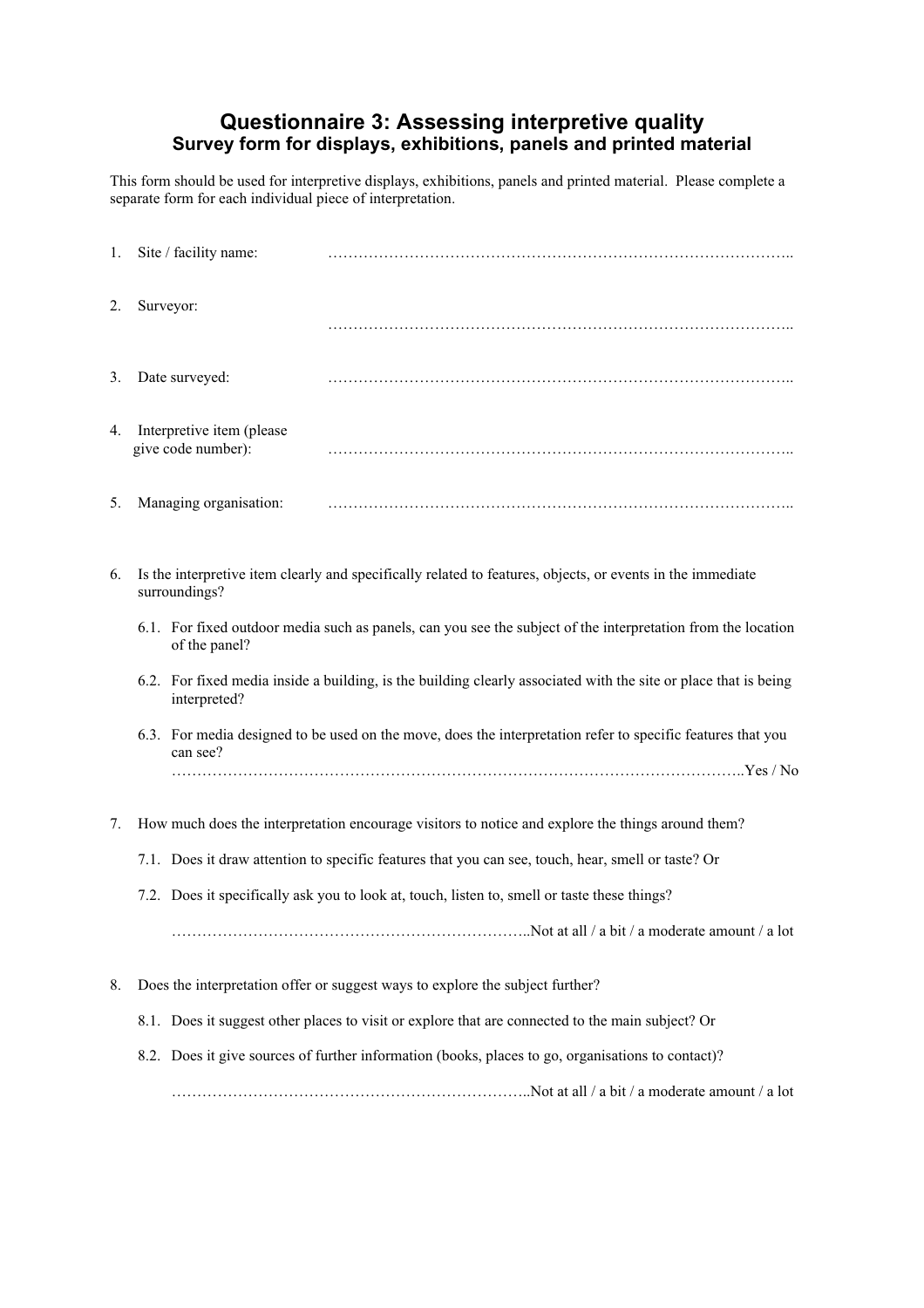# Questionnaire 3: Assessing interpretive quality

## Survey form for displays, exhibitions, panels and printed material

This form should be used for interpretive displays, exhibitions, panels and printed material. Please complete a separate form for each individual piece of interpretation.

1. Site / facility name: ………………………………………………………………………………..

2. Surveyor: ………………………………………………………………………………..

3. Date surveyed: ………………………………………………………………………………..

4. Interpretive item (please give code number): ………………………………………………………………………………..

5. Managing organisation: ………………………………………………………………………………..

6. Is the interpretive item clearly and specifically related to features, objects, or events in the immediate surroundings?

   6.1. For fixed outdoor media such as panels, can you see the subject of the interpretation from the location of the panel?

   6.2. For fixed media inside a building, is the building clearly associated with the site or place that is being interpreted?

   6.3. For media designed to be used on the move, does the interpretation refer to specific features that you can see?
   ……………………………………………………………………………………………………..Yes / No

7. How much does the interpretation encourage visitors to notice and explore the things around them?

   7.1. Does it draw attention to specific features that you can see, touch, hear, smell or taste? Or

   7.2. Does it specifically ask you to look at, touch, listen to, smell or taste these things?

   ……………………………………………………………..Not at all / a bit / a moderate amount / a lot

8. Does the interpretation offer or suggest ways to explore the subject further?

   8.1. Does it suggest other places to visit or explore that are connected to the main subject? Or

   8.2. Does it give sources of further information (books, places to go, organisations to contact)?

   ……………………………………………………………..Not at all / a bit / a moderate amount / a lot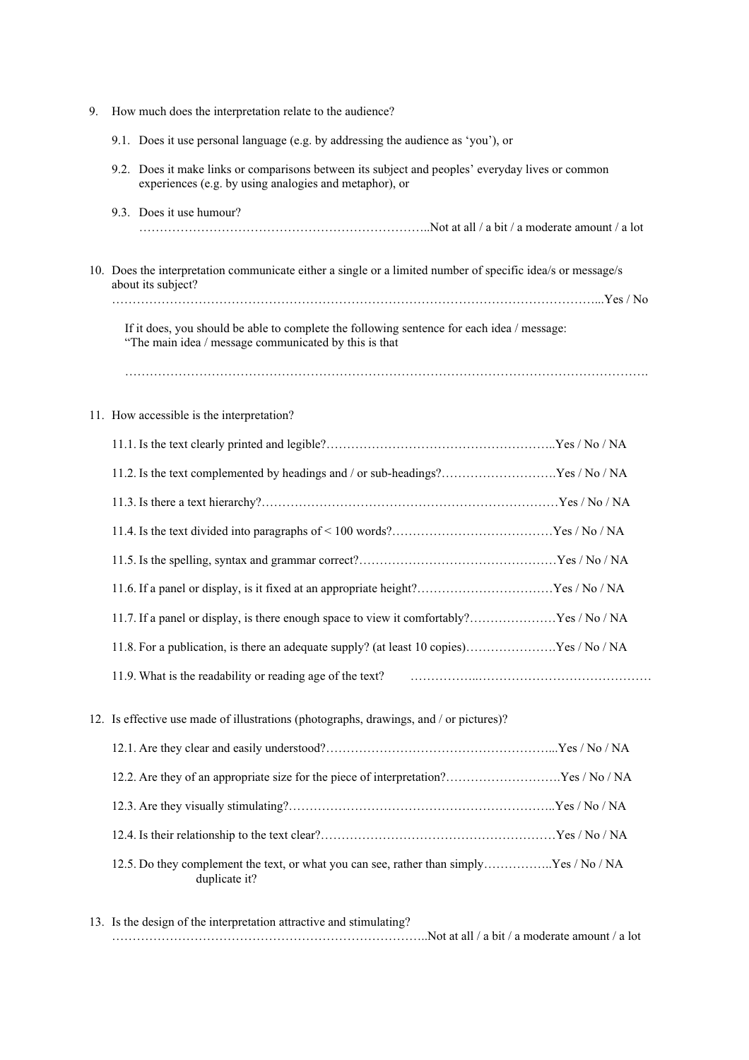9. How much does the interpretation relate to the audience?

   9.1. Does it use personal language (e.g. by addressing the audience as 'you'), or

   9.2. Does it make links or comparisons between its subject and peoples' everyday lives or common experiences (e.g. by using analogies and metaphor), or

   9.3. Does it use humour?
   ……………………………………………………………..Not at all / a bit / a moderate amount / a lot

10. Does the interpretation communicate either a single or a limited number of specific idea/s or message/s about its subject?
    ……………………………………………………………………………………………………...Yes / No

    If it does, you should be able to complete the following sentence for each idea / message:
    "The main idea / message communicated by this is that

    …………………………………………………………………………………………………………….

11. How accessible is the interpretation?

    11.1. Is the text clearly printed and legible?………………………………………………..Yes / No / NA

    11.2. Is the text complemented by headings and / or sub-headings?……………………….Yes / No / NA

    11.3. Is there a text hierarchy?…………………………………………………………………Yes / No / NA

    11.4. Is the text divided into paragraphs of < 100 words?…………………………………Yes / No / NA

    11.5. Is the spelling, syntax and grammar correct?…………………………………………Yes / No / NA

    11.6. If a panel or display, is it fixed at an appropriate height?……………………………Yes / No / NA

    11.7. If a panel or display, is there enough space to view it comfortably?…………………Yes / No / NA

    11.8. For a publication, is there an adequate supply? (at least 10 copies)………………….Yes / No / NA

    11.9. What is the readability or reading age of the text? ……………..……………………………………

12. Is effective use made of illustrations (photographs, drawings, and / or pictures)?

    12.1. Are they clear and easily understood?………………………………………………...Yes / No / NA

    12.2. Are they of an appropriate size for the piece of interpretation?……………………….Yes / No / NA

    12.3. Are they visually stimulating?………………………………………………………..Yes / No / NA

    12.4. Is their relationship to the text clear?…………………………………………………Yes / No / NA

    12.5. Do they complement the text, or what you can see, rather than simply……………..Yes / No / NA duplicate it?

13. Is the design of the interpretation attractive and stimulating?
    ………………………………………………………………….Not at all / a bit / a moderate amount / a lot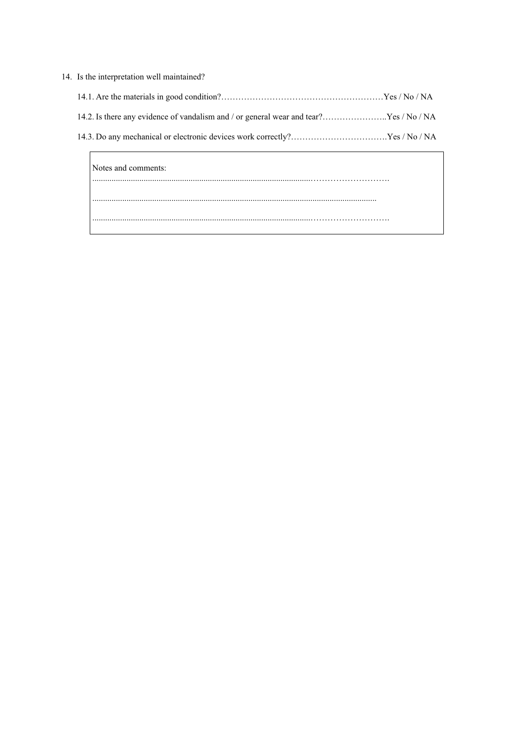14. Is the interpretation well maintained?

    14.1. Are the materials in good condition?…………………………………………………Yes / No / NA

    14.2. Is there any evidence of vandalism and / or general wear and tear?…………………..Yes / No / NA

    14.3. Do any mechanical or electronic devices work correctly?…………………………….Yes / No / NA

| Notes and comments: |
|---|
| ....................................................................................................……………………… |
| .................................................................................................................................... |
| ....................................................................................................……………………… |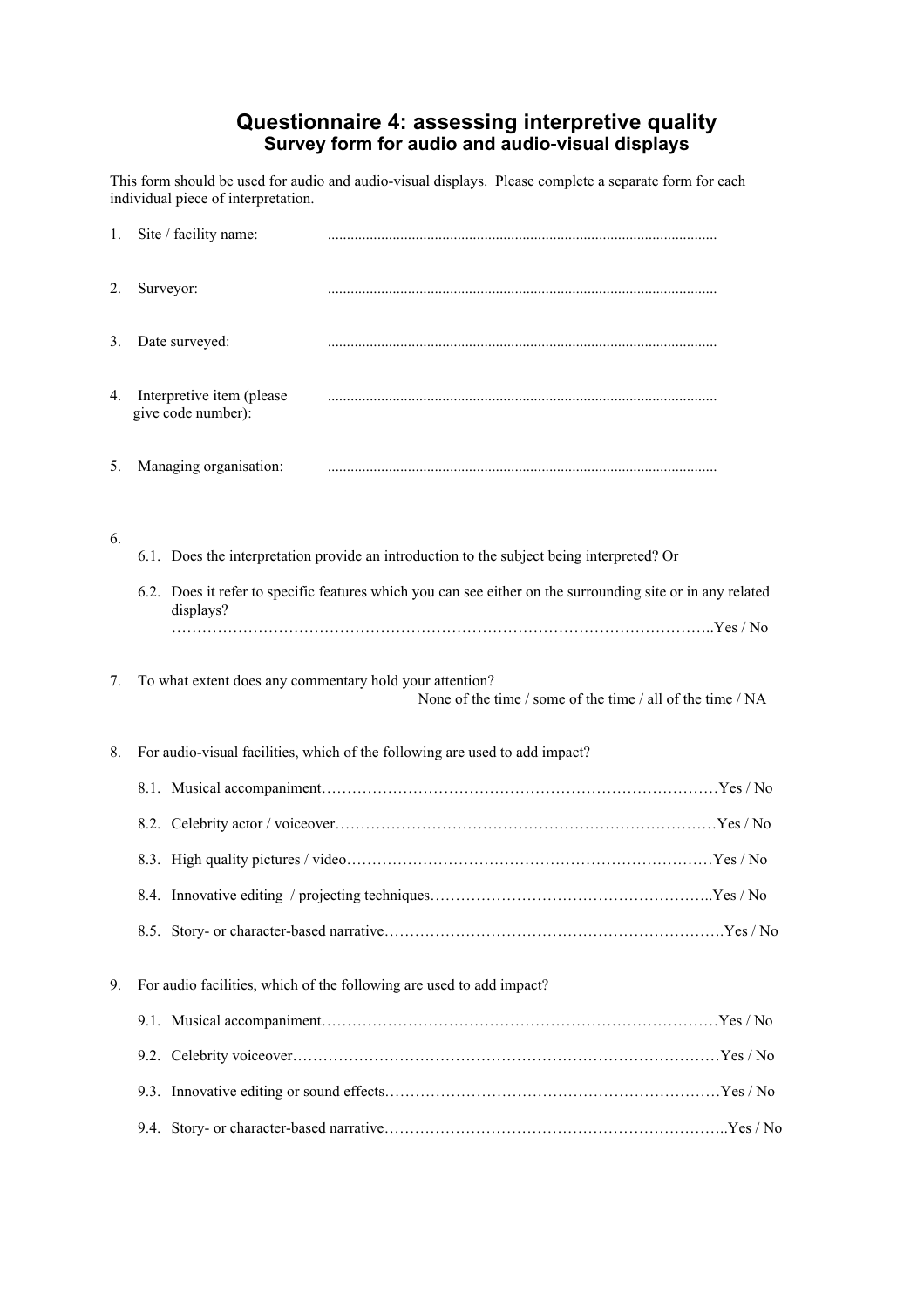# Questionnaire 4: assessing interpretive quality

## Survey form for audio and audio-visual displays

This form should be used for audio and audio-visual displays. Please complete a separate form for each individual piece of interpretation.

1. Site / facility name: ....................................................................................................

2. Surveyor: ....................................................................................................

3. Date surveyed: ....................................................................................................

4. Interpretive item (please give code number): ....................................................................................................

5. Managing organisation: ....................................................................................................

6.
   6.1. Does the interpretation provide an introduction to the subject being interpreted? Or

   6.2. Does it refer to specific features which you can see either on the surrounding site or in any related displays? ………………………………………………………………………………………………..Yes / No

7. To what extent does any commentary hold your attention?
   None of the time / some of the time / all of the time / NA

8. For audio-visual facilities, which of the following are used to add impact?

   8.1. Musical accompaniment……………………………………………………………………Yes / No

   8.2. Celebrity actor / voiceover…………………………………………………………………Yes / No

   8.3. High quality pictures / video………………………………………………………………Yes / No

   8.4. Innovative editing / projecting techniques………………………………………………..Yes / No

   8.5. Story- or character-based narrative……………………………………………………….Yes / No

9. For audio facilities, which of the following are used to add impact?

   9.1. Musical accompaniment……………………………………………………………………Yes / No

   9.2. Celebrity voiceover…………………………………………………………………………Yes / No

   9.3. Innovative editing or sound effects…………………………………………………………Yes / No

   9.4. Story- or character-based narrative………………………………………………………..Yes / No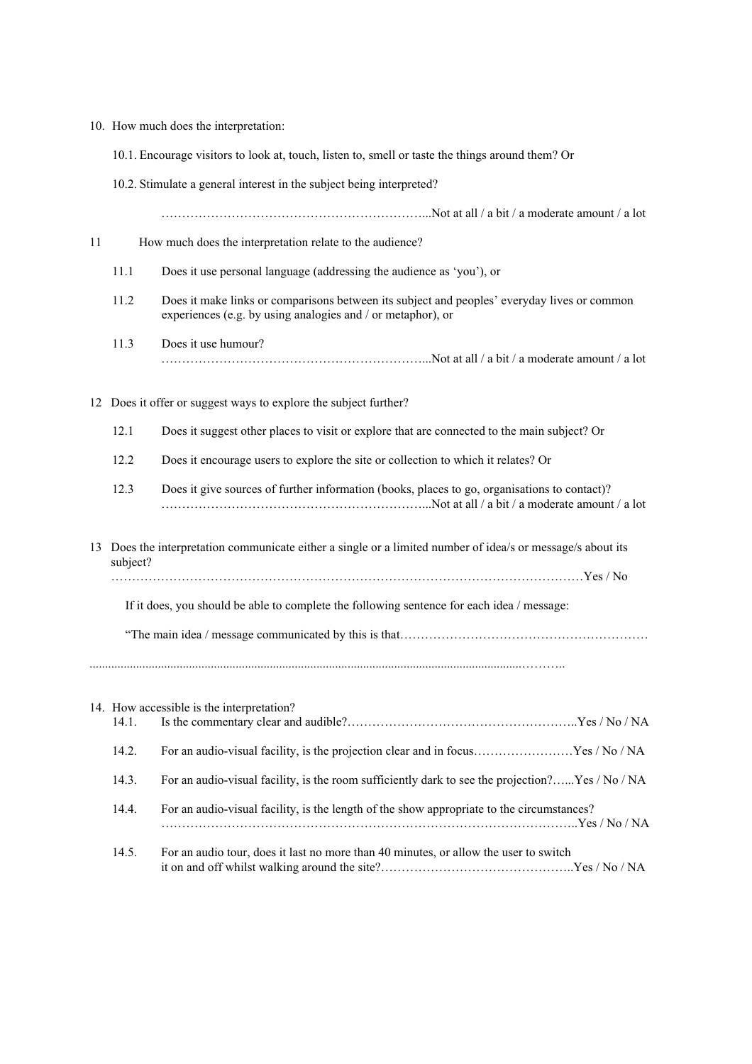10. How much does the interpretation:

    10.1. Encourage visitors to look at, touch, listen to, smell or taste the things around them? Or

    10.2. Stimulate a general interest in the subject being interpreted?

    ………………………………………………………...Not at all / a bit / a moderate amount / a lot

11 How much does the interpretation relate to the audience?

    11.1 Does it use personal language (addressing the audience as 'you'), or

    11.2 Does it make links or comparisons between its subject and peoples' everyday lives or common experiences (e.g. by using analogies and / or metaphor), or

    11.3 Does it use humour?
    ………………………………………………………...Not at all / a bit / a moderate amount / a lot

12 Does it offer or suggest ways to explore the subject further?

    12.1 Does it suggest other places to visit or explore that are connected to the main subject? Or

    12.2 Does it encourage users to explore the site or collection to which it relates? Or

    12.3 Does it give sources of further information (books, places to go, organisations to contact)?
    ………………………………………………………...Not at all / a bit / a moderate amount / a lot

13 Does the interpretation communicate either a single or a limited number of idea/s or message/s about its subject?
………………………………………………………………………………………………Yes / No

    If it does, you should be able to complete the following sentence for each idea / message:

    "The main idea / message communicated by this is that…………………………………………………

……………………………………………………………………………………………………………………

14. How accessible is the interpretation?

    14.1. Is the commentary clear and audible?………………………………………………..Yes / No / NA

    14.2. For an audio-visual facility, is the projection clear and in focus……………………Yes / No / NA

    14.3. For an audio-visual facility, is the room sufficiently dark to see the projection?…...Yes / No / NA

    14.4. For an audio-visual facility, is the length of the show appropriate to the circumstances?
    ……………………………………………………………………………………..Yes / No / NA

    14.5. For an audio tour, does it last no more than 40 minutes, or allow the user to switch it on and off whilst walking around the site?………………………………………..Yes / No / NA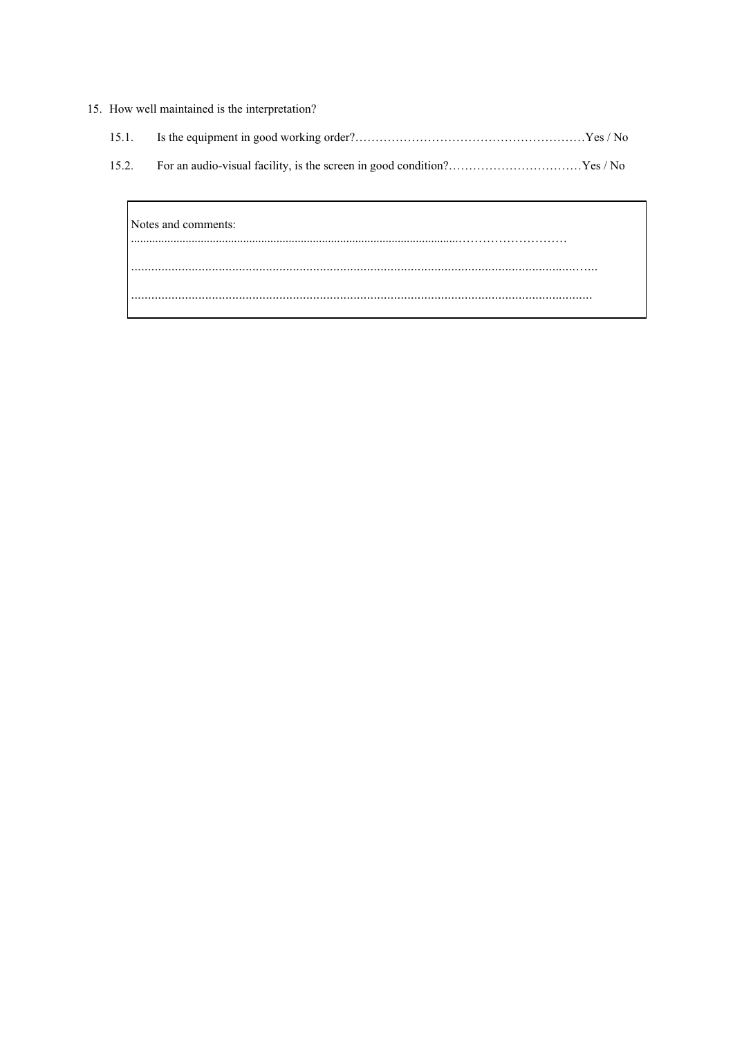15. How well maintained is the interpretation?

    15.1. Is the equipment in good working order?…………………………………………………Yes / No

    15.2. For an audio-visual facility, is the screen in good condition?……………………………Yes / No

| Notes and comments: |
| --- |
| ..............................................................................................................……………………… |
| ..........................................................................................................................................….. |
| .......................................................................................................................................... |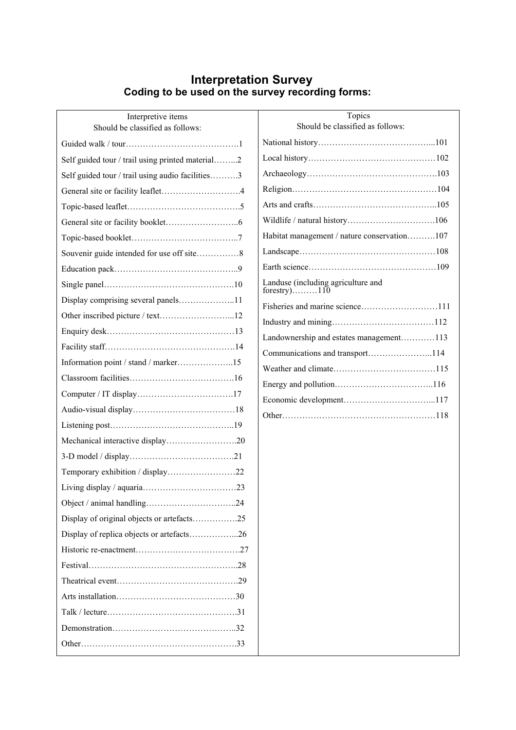# Interpretation Survey

## Coding to be used on the survey recording forms:

| Interpretive items<br>Should be classified as follows: | Topics<br>Should be classified as follows: |
|---|---|
| Guided walk / tour…………………………………1 | National history…………………………………...101 |
| Self guided tour / trail using printed material……...2 | Local history………………………………………102 |
| Self guided tour / trail using audio facilities……….3 | Archaeology……………………………………….103 |
| General site or facility leaflet……………………….4 | Religion……………………………………………104 |
| Topic-based leaflet………………………………….5 | Arts and crafts……………………………………..105 |
| General site or facility booklet……………………..6 | Wildlife / natural history………………………….106 |
| Topic-based booklet………………………………..7 | Habitat management / nature conservation……….107 |
| Souvenir guide intended for use off site……………8 | Landscape…………………………………………108 |
| Education pack……………………………………..9 | Earth science………………………………………109 |
| Single panel……………………………………….10 | Landuse (including agriculture and forestry)………110 |
| Display comprising several panels………………..11 | Fisheries and marine science………………………111 |
| Other inscribed picture / text……………………...12 | Industry and mining………………………………112 |
| Enquiry desk………………………………………13 | Landownership and estates management…………113 |
| Facility staff……………………………………….14 | Communications and transport…………………..114 |
| Information point / stand / marker………………..15 | Weather and climate………………………………115 |
| Classroom facilities……………………………….16 | Energy and pollution……………………………..116 |
| Computer / IT display…………………………….17 | Economic development…………………………...117 |
| Audio-visual display………………………………18 | Other………………………………………………118 |
| Listening post……………………………………..19 | |
| Mechanical interactive display…………………….20 | |
| 3-D model / display……………………………….21 | |
| Temporary exhibition / display……………………22 | |
| Living display / aquaria……………………………23 | |
| Object / animal handling…………………………..24 | |
| Display of original objects or artefacts…………….25 | |
| Display of replica objects or artefacts……………...26 | |
| Historic re-enactment……………………………….27 | |
| Festival……………………………………………..28 | |
| Theatrical event…………………………………….29 | |
| Arts installation…………………………………….30 | |
| Talk / lecture……………………………………….31 | |
| Demonstration……………………………………..32 | |
| Other……………………………………………….33 | |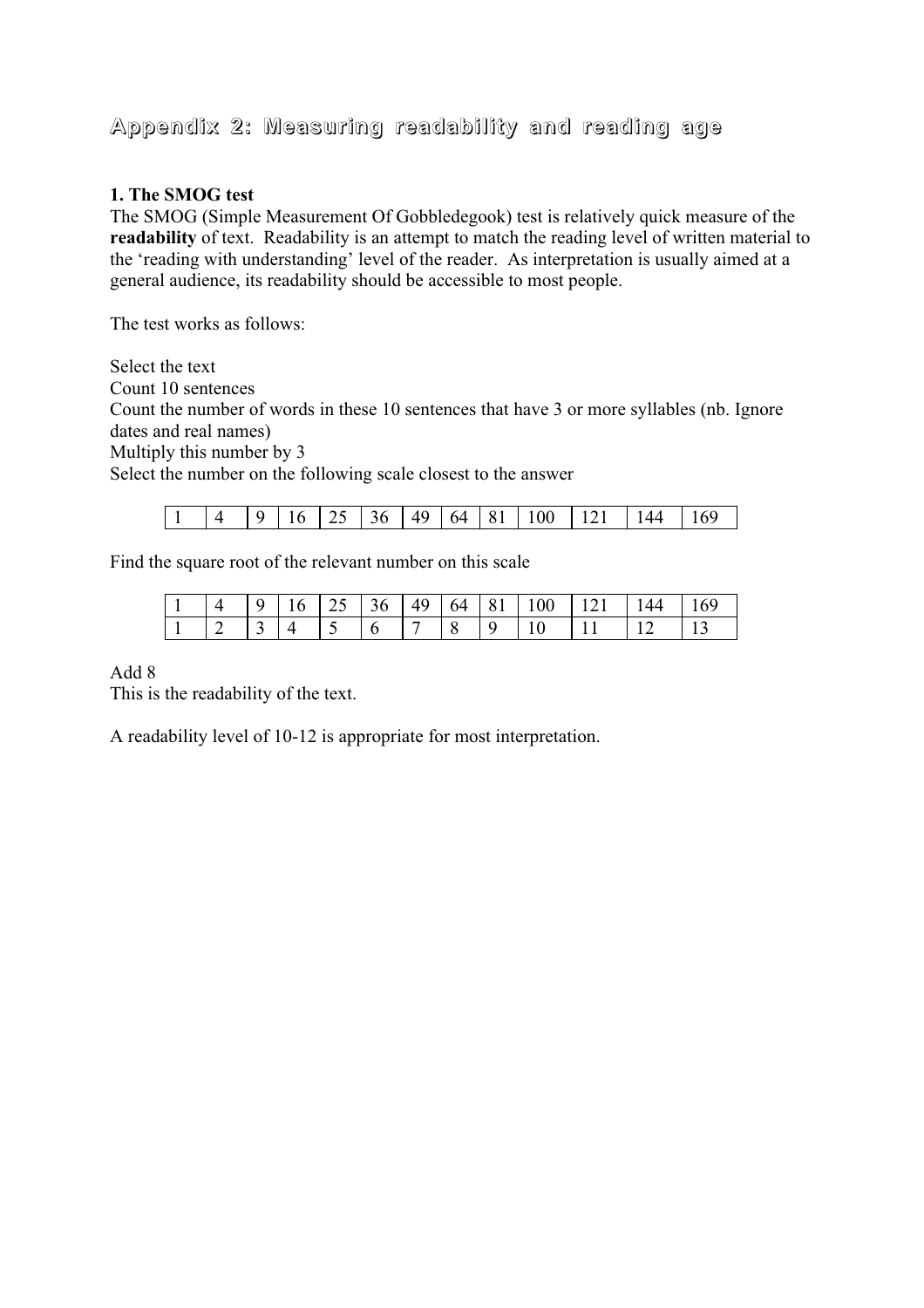# Appendix 2: Measuring readability and reading age

**1. The SMOG test**

The SMOG (Simple Measurement Of Gobbledegook) test is relatively quick measure of the **readability** of text. Readability is an attempt to match the reading level of written material to the 'reading with understanding' level of the reader. As interpretation is usually aimed at a general audience, its readability should be accessible to most people.

The test works as follows:

Select the text
Count 10 sentences
Count the number of words in these 10 sentences that have 3 or more syllables (nb. Ignore dates and real names)
Multiply this number by 3
Select the number on the following scale closest to the answer

| 1 | 4 | 9 | 16 | 25 | 36 | 49 | 64 | 81 | 100 | 121 | 144 | 169 |
|---|---|---|---|---|---|---|---|---|---|---|---|---|

Find the square root of the relevant number on this scale

| 1 | 4 | 9 | 16 | 25 | 36 | 49 | 64 | 81 | 100 | 121 | 144 | 169 |
|---|---|---|---|---|---|---|---|---|---|---|---|---|
| 1 | 2 | 3 | 4 | 5 | 6 | 7 | 8 | 9 | 10 | 11 | 12 | 13 |

Add 8
This is the readability of the text.

A readability level of 10-12 is appropriate for most interpretation.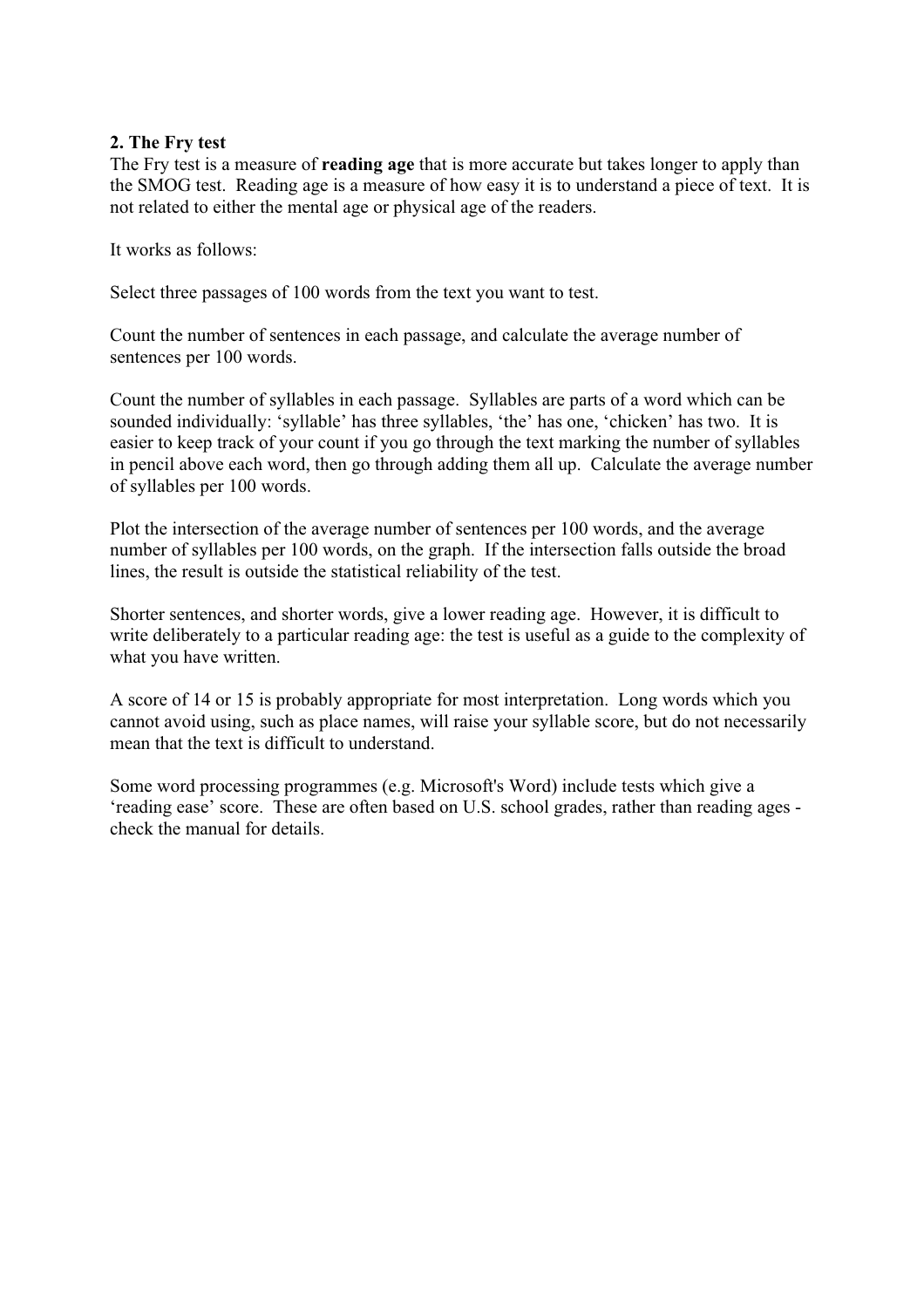## 2. The Fry test

The Fry test is a measure of **reading age** that is more accurate but takes longer to apply than the SMOG test. Reading age is a measure of how easy it is to understand a piece of text. It is not related to either the mental age or physical age of the readers.

It works as follows:

Select three passages of 100 words from the text you want to test.

Count the number of sentences in each passage, and calculate the average number of sentences per 100 words.

Count the number of syllables in each passage. Syllables are parts of a word which can be sounded individually: 'syllable' has three syllables, 'the' has one, 'chicken' has two. It is easier to keep track of your count if you go through the text marking the number of syllables in pencil above each word, then go through adding them all up. Calculate the average number of syllables per 100 words.

Plot the intersection of the average number of sentences per 100 words, and the average number of syllables per 100 words, on the graph. If the intersection falls outside the broad lines, the result is outside the statistical reliability of the test.

Shorter sentences, and shorter words, give a lower reading age. However, it is difficult to write deliberately to a particular reading age: the test is useful as a guide to the complexity of what you have written.

A score of 14 or 15 is probably appropriate for most interpretation. Long words which you cannot avoid using, such as place names, will raise your syllable score, but do not necessarily mean that the text is difficult to understand.

Some word processing programmes (e.g. Microsoft's Word) include tests which give a 'reading ease' score. These are often based on U.S. school grades, rather than reading ages - check the manual for details.